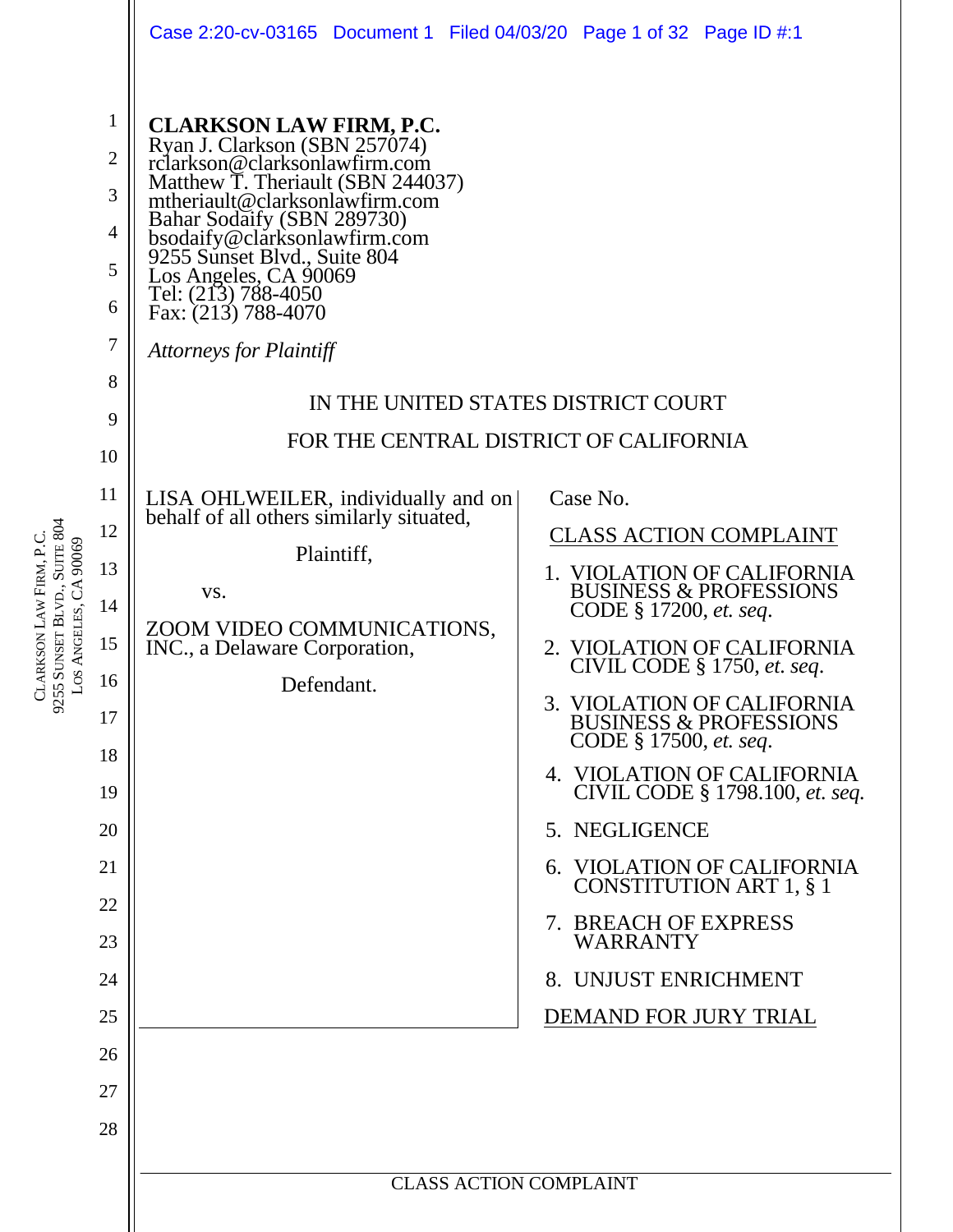**CLARKSON LAW FIRM, P.C.**
Ryan J. Clarkson (SBN 257074)
rclarkson@clarksonlawfirm.com
Matthew T. Theriault (SBN 244037)
mtheriault@clarksonlawfirm.com
Bahar Sodaify (SBN 289730)
bsodaify@clarksonlawfirm.com
9255 Sunset Blvd., Suite 804
Los Angeles, CA 90069
Tel: (213) 788-4050
Fax: (213) 788-4070

*Attorneys for Plaintiff*

IN THE UNITED STATES DISTRICT COURT

FOR THE CENTRAL DISTRICT OF CALIFORNIA

LISA OHLWEILER, individually and on behalf of all others similarly situated,

Plaintiff,

vs.

ZOOM VIDEO COMMUNICATIONS, INC., a Delaware Corporation,

Defendant.

Case No.

CLASS ACTION COMPLAINT

1. VIOLATION OF CALIFORNIA BUSINESS & PROFESSIONS CODE § 17200, *et. seq*.
2. VIOLATION OF CALIFORNIA CIVIL CODE § 1750, *et. seq*.
3. VIOLATION OF CALIFORNIA BUSINESS & PROFESSIONS CODE § 17500, *et. seq*.
4. VIOLATION OF CALIFORNIA CIVIL CODE § 1798.100, *et. seq.*
5. NEGLIGENCE
6. VIOLATION OF CALIFORNIA CONSTITUTION ART 1, § 1
7. BREACH OF EXPRESS WARRANTY
8. UNJUST ENRICHMENT

DEMAND FOR JURY TRIAL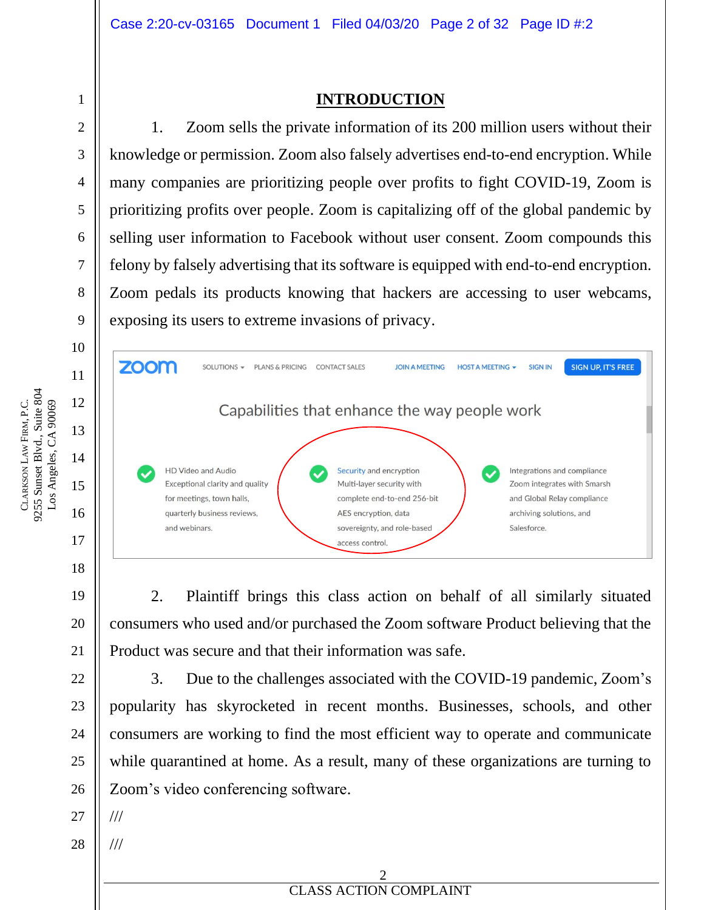# INTRODUCTION

1. Zoom sells the private information of its 200 million users without their knowledge or permission. Zoom also falsely advertises end-to-end encryption. While many companies are prioritizing people over profits to fight COVID-19, Zoom is prioritizing profits over people. Zoom is capitalizing off of the global pandemic by selling user information to Facebook without user consent. Zoom compounds this felony by falsely advertising that its software is equipped with end-to-end encryption. Zoom pedals its products knowing that hackers are accessing to user webcams, exposing its users to extreme invasions of privacy.

zoom SOLUTIONS PLANS & PRICING CONTACT SALES JOIN A MEETING HOST A MEETING SIGN IN SIGN UP, IT'S FREE

Capabilities that enhance the way people work

HD Video and Audio
Exceptional clarity and quality for meetings, town halls, quarterly business reviews, and webinars.

Security and encryption
Multi-layer security with complete end-to-end 256-bit AES encryption, data sovereignty, and role-based access control.

Integrations and compliance
Zoom integrates with Smarsh and Global Relay compliance archiving solutions, and Salesforce.

2. Plaintiff brings this class action on behalf of all similarly situated consumers who used and/or purchased the Zoom software Product believing that the Product was secure and that their information was safe.

3. Due to the challenges associated with the COVID-19 pandemic, Zoom's popularity has skyrocketed in recent months. Businesses, schools, and other consumers are working to find the most efficient way to operate and communicate while quarantined at home. As a result, many of these organizations are turning to Zoom's video conferencing software.

///

///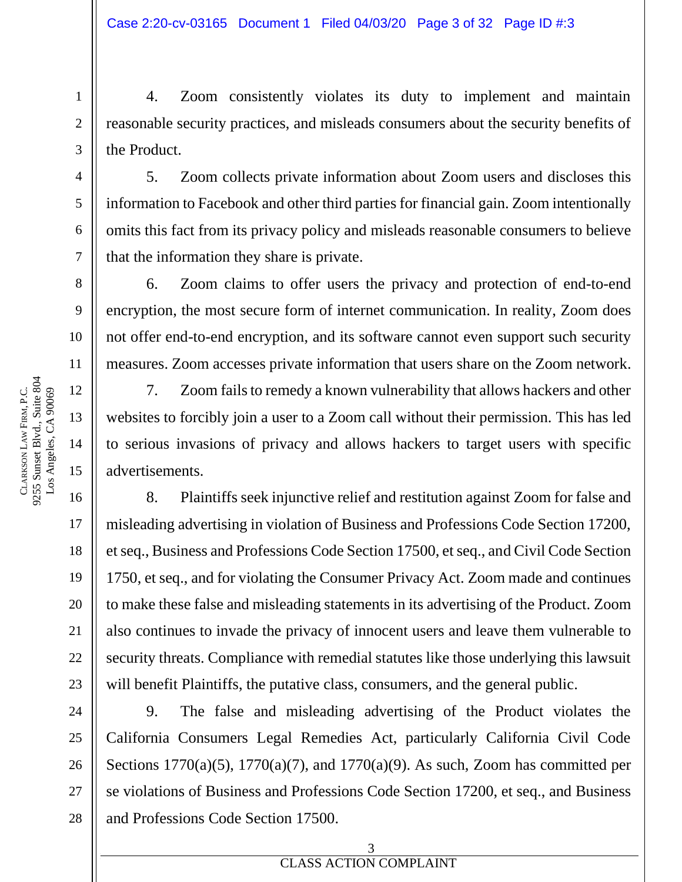4. Zoom consistently violates its duty to implement and maintain reasonable security practices, and misleads consumers about the security benefits of the Product.

5. Zoom collects private information about Zoom users and discloses this information to Facebook and other third parties for financial gain. Zoom intentionally omits this fact from its privacy policy and misleads reasonable consumers to believe that the information they share is private.

6. Zoom claims to offer users the privacy and protection of end-to-end encryption, the most secure form of internet communication. In reality, Zoom does not offer end-to-end encryption, and its software cannot even support such security measures. Zoom accesses private information that users share on the Zoom network.

7. Zoom fails to remedy a known vulnerability that allows hackers and other websites to forcibly join a user to a Zoom call without their permission. This has led to serious invasions of privacy and allows hackers to target users with specific advertisements.

8. Plaintiffs seek injunctive relief and restitution against Zoom for false and misleading advertising in violation of Business and Professions Code Section 17200, et seq., Business and Professions Code Section 17500, et seq., and Civil Code Section 1750, et seq., and for violating the Consumer Privacy Act. Zoom made and continues to make these false and misleading statements in its advertising of the Product. Zoom also continues to invade the privacy of innocent users and leave them vulnerable to security threats. Compliance with remedial statutes like those underlying this lawsuit will benefit Plaintiffs, the putative class, consumers, and the general public.

9. The false and misleading advertising of the Product violates the California Consumers Legal Remedies Act, particularly California Civil Code Sections 1770(a)(5), 1770(a)(7), and 1770(a)(9). As such, Zoom has committed per se violations of Business and Professions Code Section 17200, et seq., and Business and Professions Code Section 17500.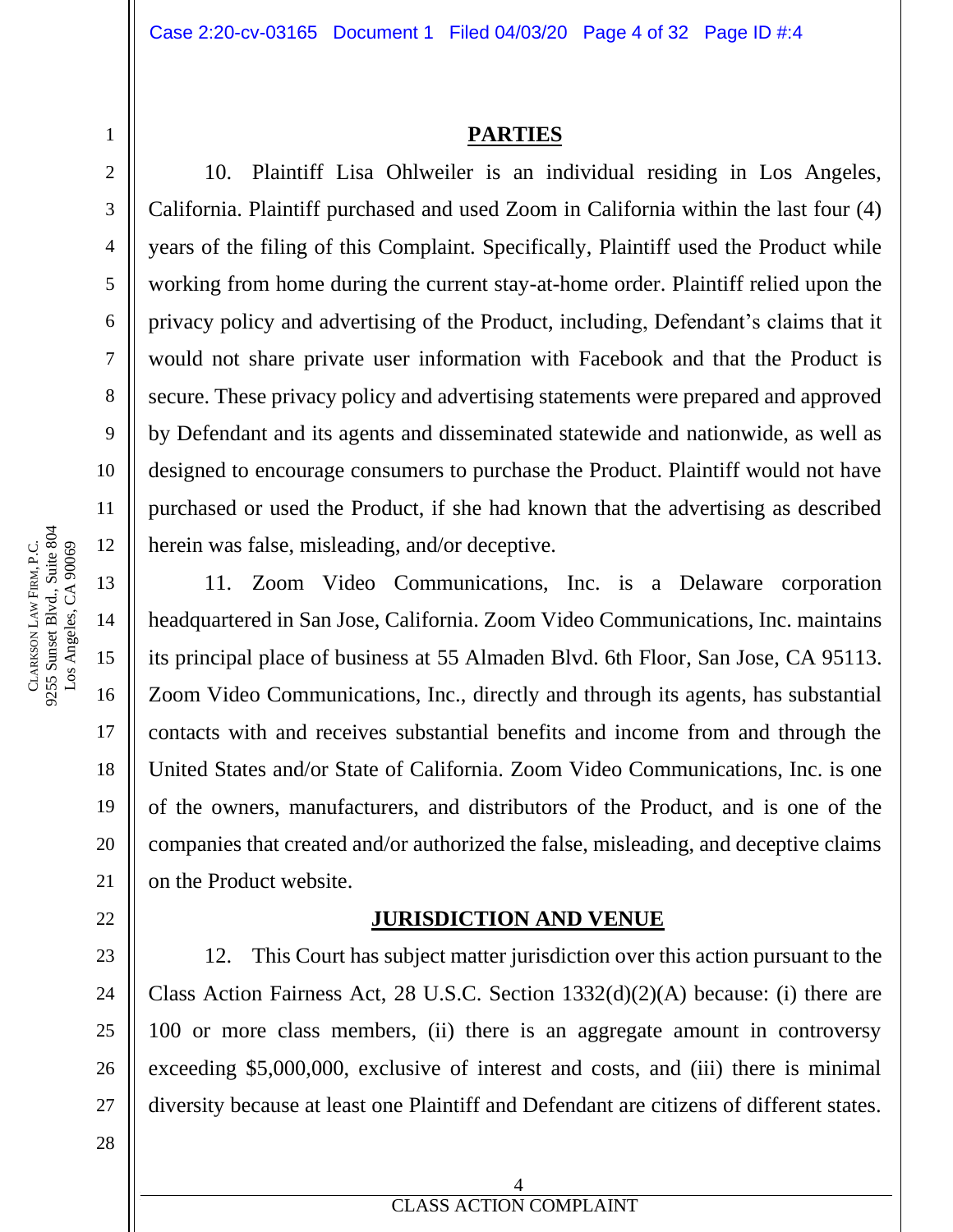## PARTIES

10. Plaintiff Lisa Ohlweiler is an individual residing in Los Angeles, California. Plaintiff purchased and used Zoom in California within the last four (4) years of the filing of this Complaint. Specifically, Plaintiff used the Product while working from home during the current stay-at-home order. Plaintiff relied upon the privacy policy and advertising of the Product, including, Defendant's claims that it would not share private user information with Facebook and that the Product is secure. These privacy policy and advertising statements were prepared and approved by Defendant and its agents and disseminated statewide and nationwide, as well as designed to encourage consumers to purchase the Product. Plaintiff would not have purchased or used the Product, if she had known that the advertising as described herein was false, misleading, and/or deceptive.

11. Zoom Video Communications, Inc. is a Delaware corporation headquartered in San Jose, California. Zoom Video Communications, Inc. maintains its principal place of business at 55 Almaden Blvd. 6th Floor, San Jose, CA 95113. Zoom Video Communications, Inc., directly and through its agents, has substantial contacts with and receives substantial benefits and income from and through the United States and/or State of California. Zoom Video Communications, Inc. is one of the owners, manufacturers, and distributors of the Product, and is one of the companies that created and/or authorized the false, misleading, and deceptive claims on the Product website.

## JURISDICTION AND VENUE

12. This Court has subject matter jurisdiction over this action pursuant to the Class Action Fairness Act, 28 U.S.C. Section 1332(d)(2)(A) because: (i) there are 100 or more class members, (ii) there is an aggregate amount in controversy exceeding $5,000,000, exclusive of interest and costs, and (iii) there is minimal diversity because at least one Plaintiff and Defendant are citizens of different states.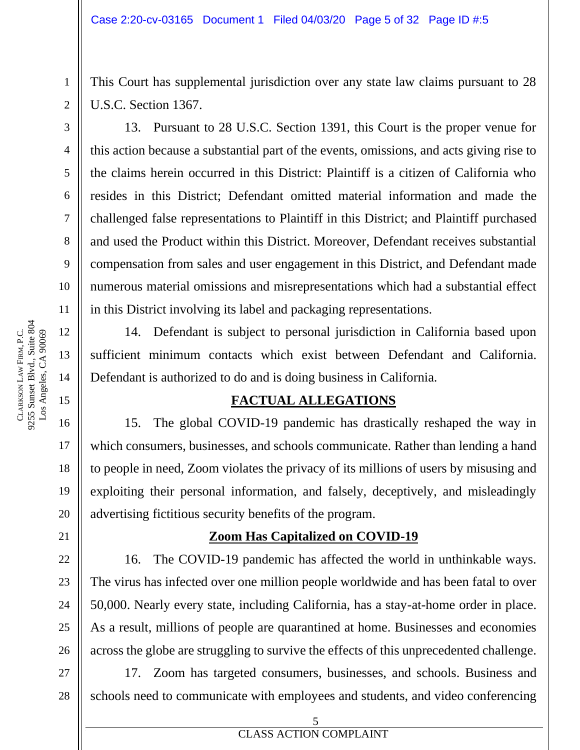This Court has supplemental jurisdiction over any state law claims pursuant to 28 U.S.C. Section 1367.

13. Pursuant to 28 U.S.C. Section 1391, this Court is the proper venue for this action because a substantial part of the events, omissions, and acts giving rise to the claims herein occurred in this District: Plaintiff is a citizen of California who resides in this District; Defendant omitted material information and made the challenged false representations to Plaintiff in this District; and Plaintiff purchased and used the Product within this District. Moreover, Defendant receives substantial compensation from sales and user engagement in this District, and Defendant made numerous material omissions and misrepresentations which had a substantial effect in this District involving its label and packaging representations.

14. Defendant is subject to personal jurisdiction in California based upon sufficient minimum contacts which exist between Defendant and California. Defendant is authorized to do and is doing business in California.

## FACTUAL ALLEGATIONS

15. The global COVID-19 pandemic has drastically reshaped the way in which consumers, businesses, and schools communicate. Rather than lending a hand to people in need, Zoom violates the privacy of its millions of users by misusing and exploiting their personal information, and falsely, deceptively, and misleadingly advertising fictitious security benefits of the program.

### Zoom Has Capitalized on COVID-19

16. The COVID-19 pandemic has affected the world in unthinkable ways. The virus has infected over one million people worldwide and has been fatal to over 50,000. Nearly every state, including California, has a stay-at-home order in place. As a result, millions of people are quarantined at home. Businesses and economies across the globe are struggling to survive the effects of this unprecedented challenge.

17. Zoom has targeted consumers, businesses, and schools. Business and schools need to communicate with employees and students, and video conferencing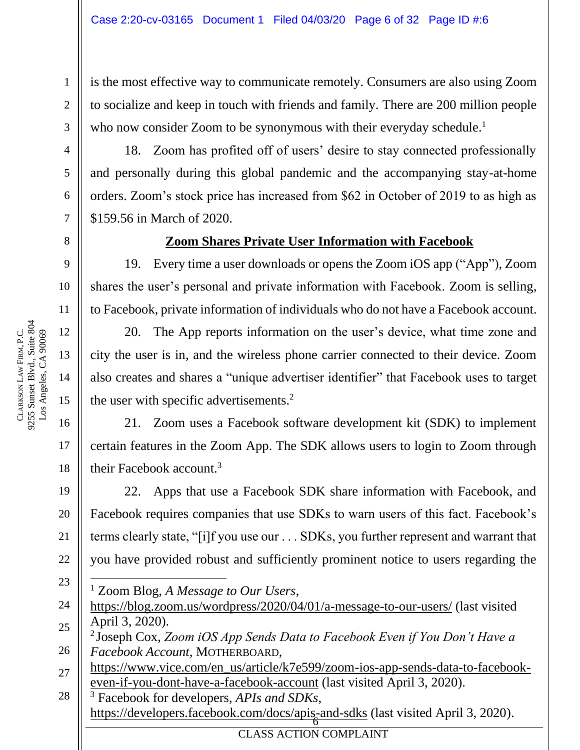is the most effective way to communicate remotely. Consumers are also using Zoom to socialize and keep in touch with friends and family. There are 200 million people who now consider Zoom to be synonymous with their everyday schedule.[1]

18. Zoom has profited off of users' desire to stay connected professionally and personally during this global pandemic and the accompanying stay-at-home orders. Zoom's stock price has increased from $62 in October of 2019 to as high as $159.56 in March of 2020.

**<u>Zoom Shares Private User Information with Facebook</u>**

19. Every time a user downloads or opens the Zoom iOS app ("App"), Zoom shares the user's personal and private information with Facebook. Zoom is selling, to Facebook, private information of individuals who do not have a Facebook account.

20. The App reports information on the user's device, what time zone and city the user is in, and the wireless phone carrier connected to their device. Zoom also creates and shares a "unique advertiser identifier" that Facebook uses to target the user with specific advertisements.[2]

21. Zoom uses a Facebook software development kit (SDK) to implement certain features in the Zoom App. The SDK allows users to login to Zoom through their Facebook account.[3]

22. Apps that use a Facebook SDK share information with Facebook, and Facebook requires companies that use SDKs to warn users of this fact. Facebook's terms clearly state, "[i]f you use our . . . SDKs, you further represent and warrant that you have provided robust and sufficiently prominent notice to users regarding the

---

[1] Zoom Blog, *A Message to Our Users*, https://blog.zoom.us/wordpress/2020/04/01/a-message-to-our-users/ (last visited April 3, 2020).

[2] Joseph Cox, *Zoom iOS App Sends Data to Facebook Even if You Don't Have a Facebook Account*, MOTHERBOARD, https://www.vice.com/en_us/article/k7e599/zoom-ios-app-sends-data-to-facebook-even-if-you-dont-have-a-facebook-account (last visited April 3, 2020).

[3] Facebook for developers, *APIs and SDKs*, https://developers.facebook.com/docs/apis-and-sdks (last visited April 3, 2020).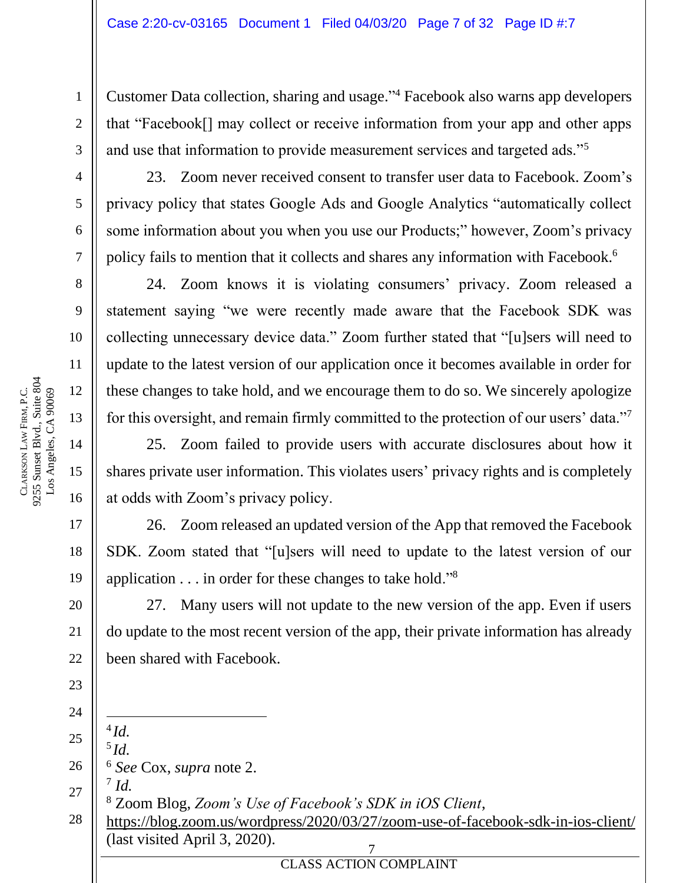Customer Data collection, sharing and usage."[4] Facebook also warns app developers that "Facebook[] may collect or receive information from your app and other apps and use that information to provide measurement services and targeted ads."[5]

23. Zoom never received consent to transfer user data to Facebook. Zoom's privacy policy that states Google Ads and Google Analytics "automatically collect some information about you when you use our Products;" however, Zoom's privacy policy fails to mention that it collects and shares any information with Facebook.[6]

24. Zoom knows it is violating consumers' privacy. Zoom released a statement saying "we were recently made aware that the Facebook SDK was collecting unnecessary device data." Zoom further stated that "[u]sers will need to update to the latest version of our application once it becomes available in order for these changes to take hold, and we encourage them to do so. We sincerely apologize for this oversight, and remain firmly committed to the protection of our users' data."[7]

25. Zoom failed to provide users with accurate disclosures about how it shares private user information. This violates users' privacy rights and is completely at odds with Zoom's privacy policy.

26. Zoom released an updated version of the App that removed the Facebook SDK. Zoom stated that "[u]sers will need to update to the latest version of our application . . . in order for these changes to take hold."[8]

27. Many users will not update to the new version of the app. Even if users do update to the most recent version of the app, their private information has already been shared with Facebook.

---

[4] *Id.*

[5] *Id.*

[6] *See* Cox, *supra* note 2.

[7] *Id.*

[8] Zoom Blog, *Zoom's Use of Facebook's SDK in iOS Client*, https://blog.zoom.us/wordpress/2020/03/27/zoom-use-of-facebook-sdk-in-ios-client/ (last visited April 3, 2020).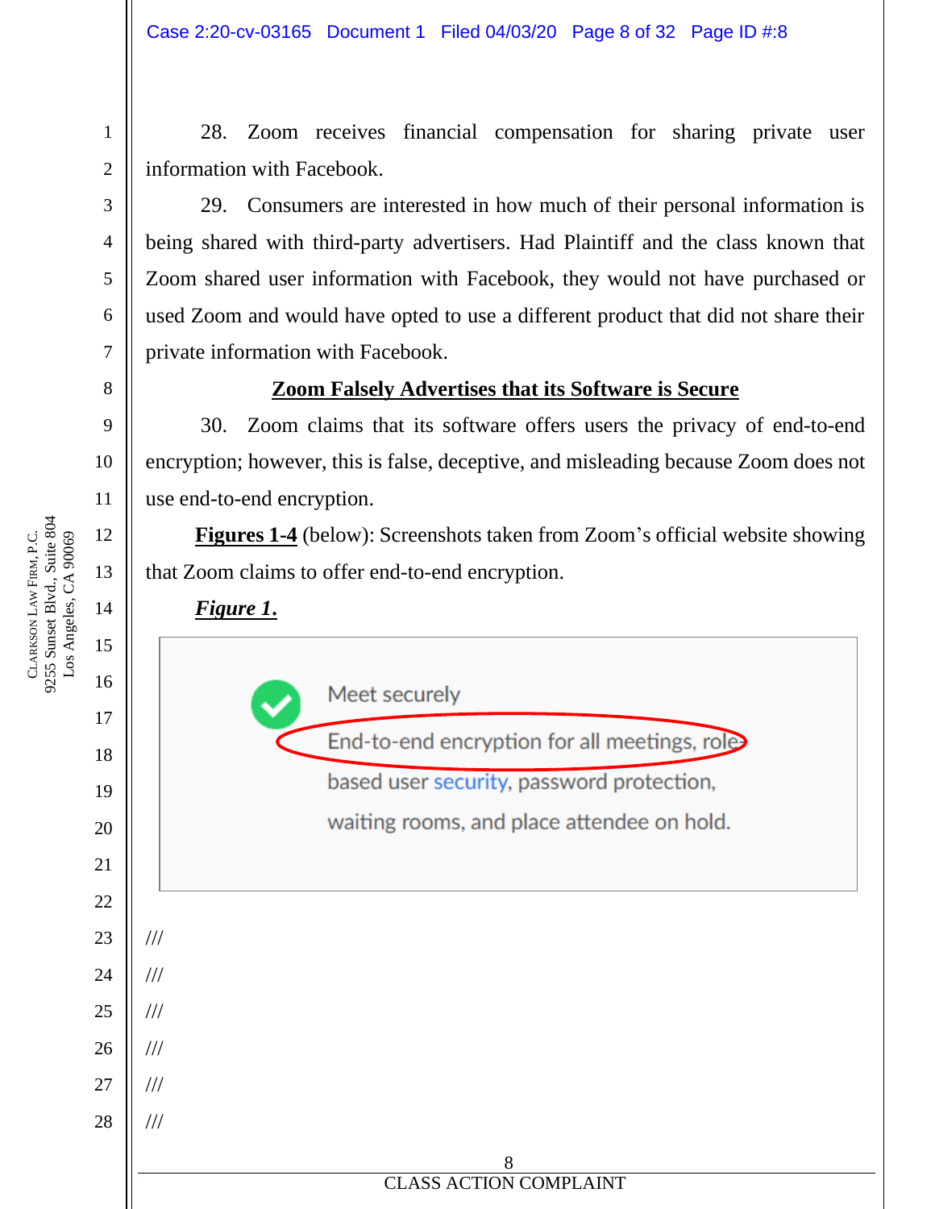28. Zoom receives financial compensation for sharing private user information with Facebook.

29. Consumers are interested in how much of their personal information is being shared with third-party advertisers. Had Plaintiff and the class known that Zoom shared user information with Facebook, they would not have purchased or used Zoom and would have opted to use a different product that did not share their private information with Facebook.

## Zoom Falsely Advertises that its Software is Secure

30. Zoom claims that its software offers users the privacy of end-to-end encryption; however, this is false, deceptive, and misleading because Zoom does not use end-to-end encryption.

**Figures 1-4** (below): Screenshots taken from Zoom's official website showing that Zoom claims to offer end-to-end encryption.

***Figure 1.***

Meet securely

End-to-end encryption for all meetings, role-based user security, password protection, waiting rooms, and place attendee on hold.

///

///

///

///

///

///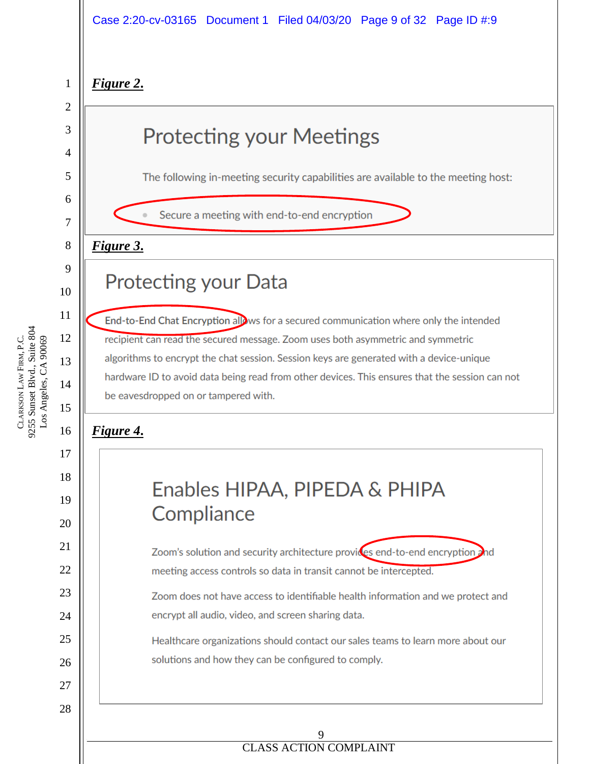***Figure 2.***

## Protecting your Meetings

The following in-meeting security capabilities are available to the meeting host:

- Secure a meeting with end-to-end encryption

***Figure 3.***

## Protecting your Data

End-to-End Chat Encryption allows for a secured communication where only the intended recipient can read the secured message. Zoom uses both asymmetric and symmetric algorithms to encrypt the chat session. Session keys are generated with a device-unique hardware ID to avoid data being read from other devices. This ensures that the session can not be eavesdropped on or tampered with.

***Figure 4.***

## Enables HIPAA, PIPEDA & PHIPA Compliance

Zoom's solution and security architecture provides end-to-end encryption and meeting access controls so data in transit cannot be intercepted.

Zoom does not have access to identifiable health information and we protect and encrypt all audio, video, and screen sharing data.

Healthcare organizations should contact our sales teams to learn more about our solutions and how they can be configured to comply.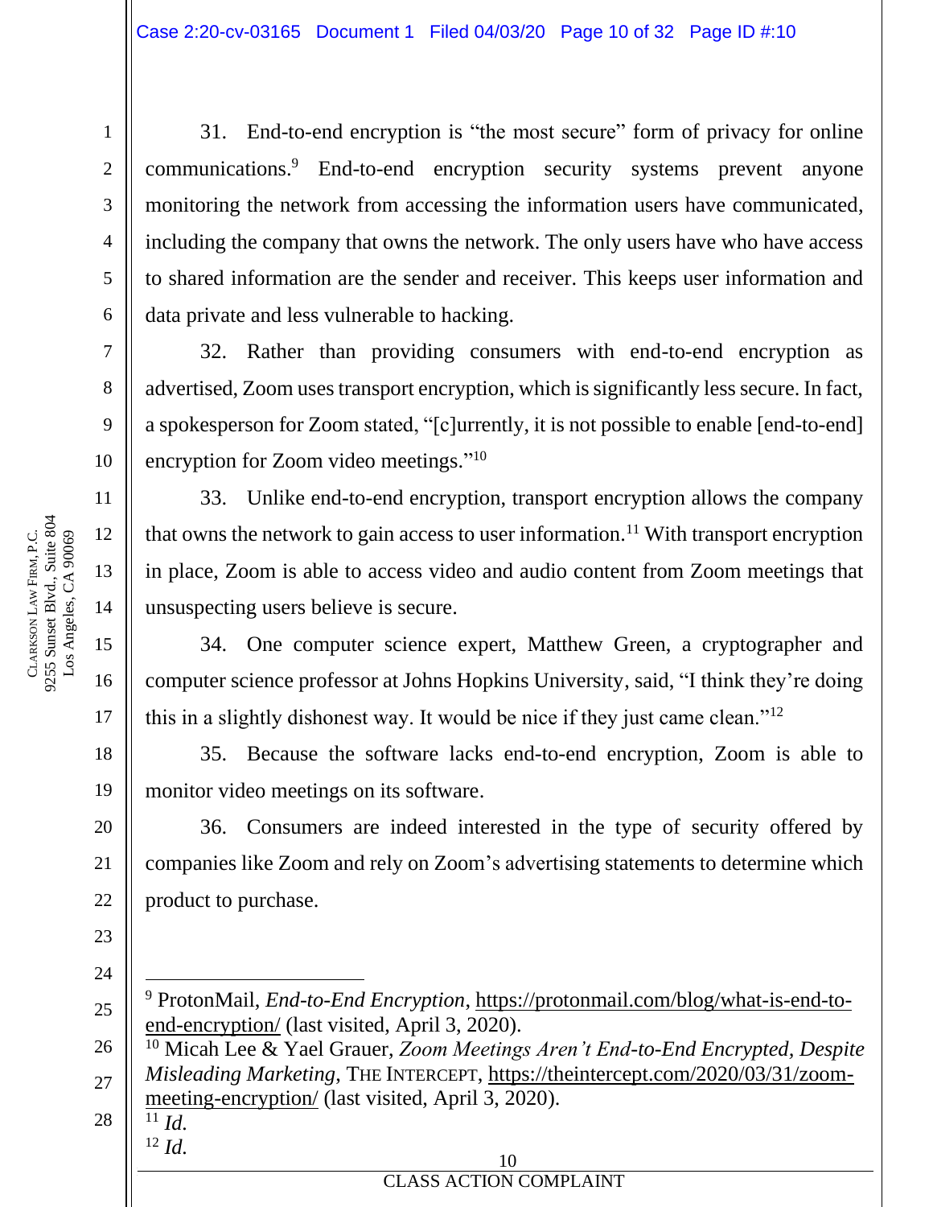31. End-to-end encryption is "the most secure" form of privacy for online communications.[9] End-to-end encryption security systems prevent anyone monitoring the network from accessing the information users have communicated, including the company that owns the network. The only users have who have access to shared information are the sender and receiver. This keeps user information and data private and less vulnerable to hacking.

32. Rather than providing consumers with end-to-end encryption as advertised, Zoom uses transport encryption, which is significantly less secure. In fact, a spokesperson for Zoom stated, "[c]urrently, it is not possible to enable [end-to-end] encryption for Zoom video meetings."[10]

33. Unlike end-to-end encryption, transport encryption allows the company that owns the network to gain access to user information.[11] With transport encryption in place, Zoom is able to access video and audio content from Zoom meetings that unsuspecting users believe is secure.

34. One computer science expert, Matthew Green, a cryptographer and computer science professor at Johns Hopkins University, said, "I think they're doing this in a slightly dishonest way. It would be nice if they just came clean."[12]

35. Because the software lacks end-to-end encryption, Zoom is able to monitor video meetings on its software.

36. Consumers are indeed interested in the type of security offered by companies like Zoom and rely on Zoom's advertising statements to determine which product to purchase.

---

[9] ProtonMail, *End-to-End Encryption*, https://protonmail.com/blog/what-is-end-to-end-encryption/ (last visited, April 3, 2020).

[10] Micah Lee & Yael Grauer, *Zoom Meetings Aren't End-to-End Encrypted, Despite Misleading Marketing*, THE INTERCEPT, https://theintercept.com/2020/03/31/zoom-meeting-encryption/ (last visited, April 3, 2020).

[11] *Id.*

[12] *Id.*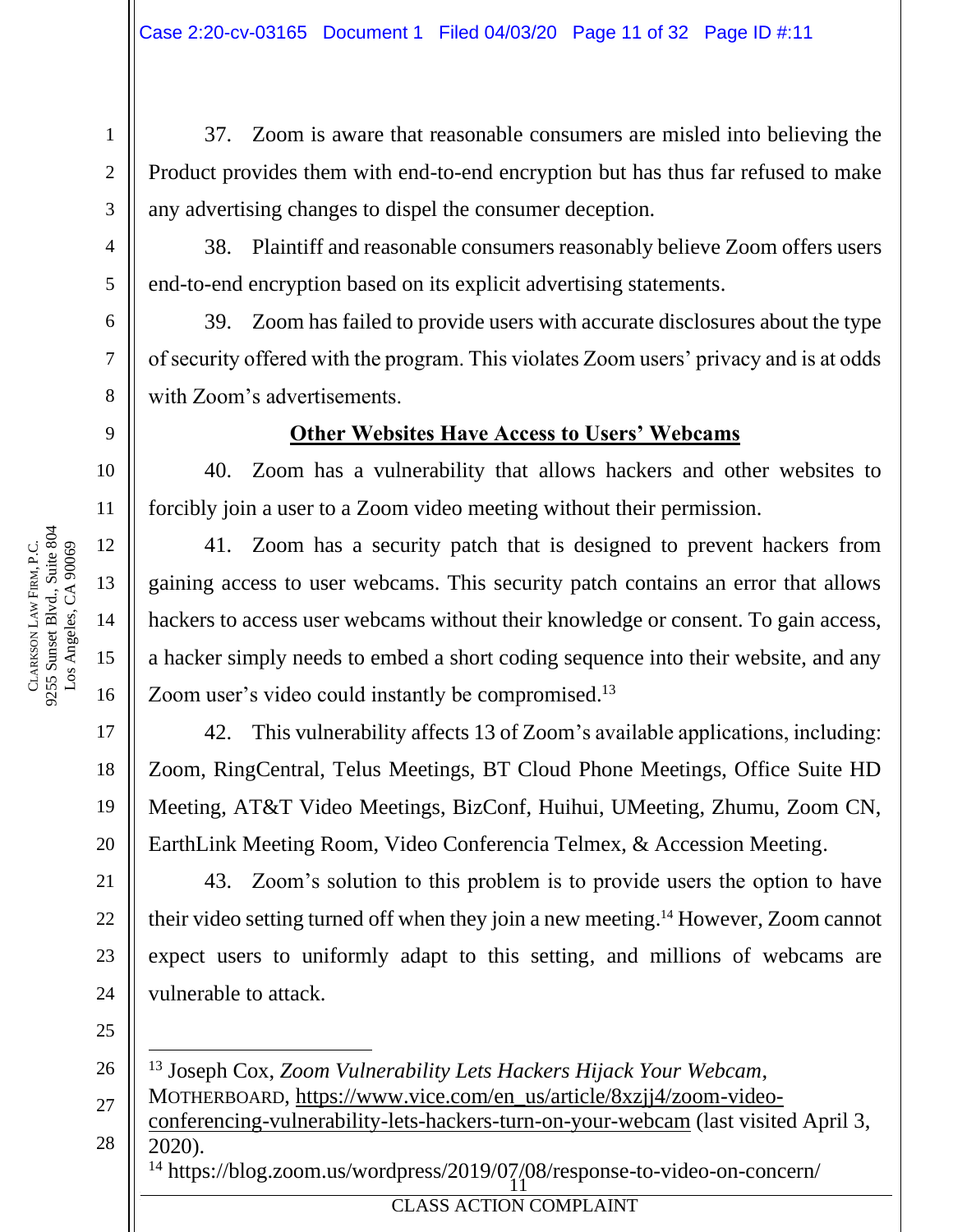37. Zoom is aware that reasonable consumers are misled into believing the Product provides them with end-to-end encryption but has thus far refused to make any advertising changes to dispel the consumer deception.

38. Plaintiff and reasonable consumers reasonably believe Zoom offers users end-to-end encryption based on its explicit advertising statements.

39. Zoom has failed to provide users with accurate disclosures about the type of security offered with the program. This violates Zoom users' privacy and is at odds with Zoom's advertisements.

**Other Websites Have Access to Users' Webcams**

40. Zoom has a vulnerability that allows hackers and other websites to forcibly join a user to a Zoom video meeting without their permission.

41. Zoom has a security patch that is designed to prevent hackers from gaining access to user webcams. This security patch contains an error that allows hackers to access user webcams without their knowledge or consent. To gain access, a hacker simply needs to embed a short coding sequence into their website, and any Zoom user's video could instantly be compromised.[13]

42. This vulnerability affects 13 of Zoom's available applications, including: Zoom, RingCentral, Telus Meetings, BT Cloud Phone Meetings, Office Suite HD Meeting, AT&T Video Meetings, BizConf, Huihui, UMeeting, Zhumu, Zoom CN, EarthLink Meeting Room, Video Conferencia Telmex, & Accession Meeting.

43. Zoom's solution to this problem is to provide users the option to have their video setting turned off when they join a new meeting.[14] However, Zoom cannot expect users to uniformly adapt to this setting, and millions of webcams are vulnerable to attack.

---

[13] Joseph Cox, *Zoom Vulnerability Lets Hackers Hijack Your Webcam*, MOTHERBOARD, https://www.vice.com/en_us/article/8xzjj4/zoom-video-conferencing-vulnerability-lets-hackers-turn-on-your-webcam (last visited April 3, 2020).

[14] https://blog.zoom.us/wordpress/2019/07/08/response-to-video-on-concern/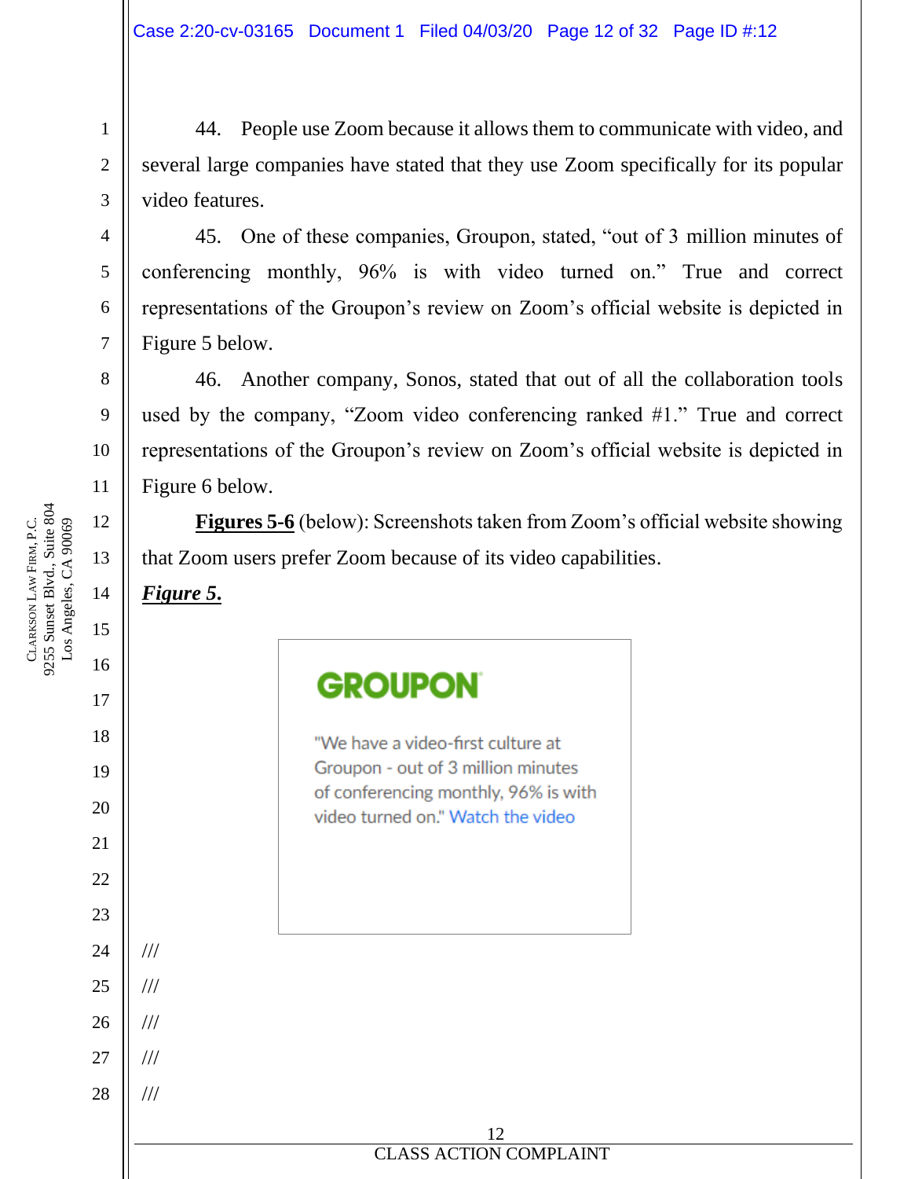44. People use Zoom because it allows them to communicate with video, and several large companies have stated that they use Zoom specifically for its popular video features.

45. One of these companies, Groupon, stated, "out of 3 million minutes of conferencing monthly, 96% is with video turned on." True and correct representations of the Groupon's review on Zoom's official website is depicted in Figure 5 below.

46. Another company, Sonos, stated that out of all the collaboration tools used by the company, "Zoom video conferencing ranked #1." True and correct representations of the Groupon's review on Zoom's official website is depicted in Figure 6 below.

**Figures 5-6** (below): Screenshots taken from Zoom's official website showing that Zoom users prefer Zoom because of its video capabilities.

***Figure 5.***

GROUPON

"We have a video-first culture at Groupon - out of 3 million minutes of conferencing monthly, 96% is with video turned on." Watch the video

///

///

///

///

///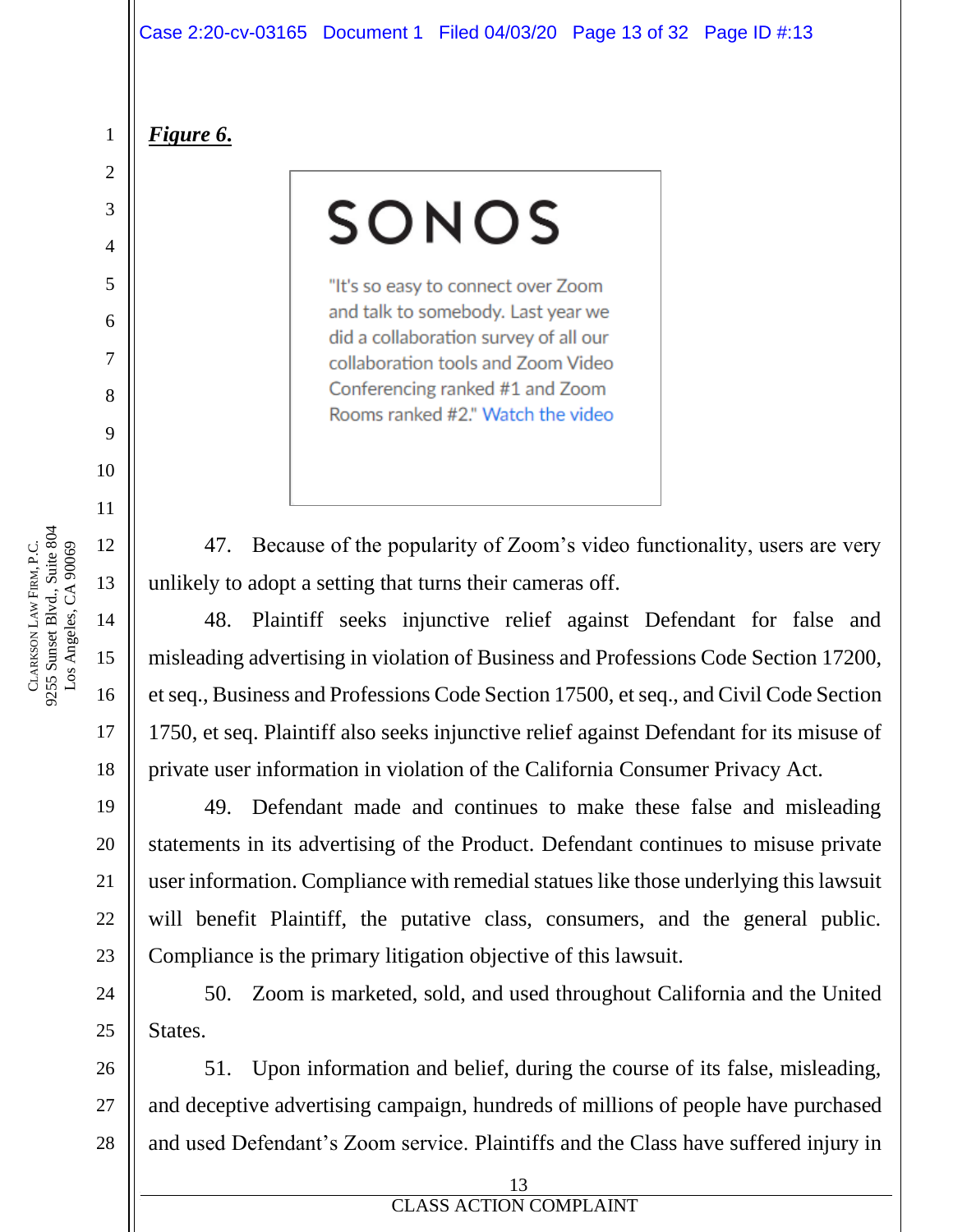***Figure 6.***

SONOS

"It's so easy to connect over Zoom and talk to somebody. Last year we did a collaboration survey of all our collaboration tools and Zoom Video Conferencing ranked #1 and Zoom Rooms ranked #2." Watch the video

47. Because of the popularity of Zoom's video functionality, users are very unlikely to adopt a setting that turns their cameras off.

48. Plaintiff seeks injunctive relief against Defendant for false and misleading advertising in violation of Business and Professions Code Section 17200, et seq., Business and Professions Code Section 17500, et seq., and Civil Code Section 1750, et seq. Plaintiff also seeks injunctive relief against Defendant for its misuse of private user information in violation of the California Consumer Privacy Act.

49. Defendant made and continues to make these false and misleading statements in its advertising of the Product. Defendant continues to misuse private user information. Compliance with remedial statues like those underlying this lawsuit will benefit Plaintiff, the putative class, consumers, and the general public. Compliance is the primary litigation objective of this lawsuit.

50. Zoom is marketed, sold, and used throughout California and the United States.

51. Upon information and belief, during the course of its false, misleading, and deceptive advertising campaign, hundreds of millions of people have purchased and used Defendant's Zoom service. Plaintiffs and the Class have suffered injury in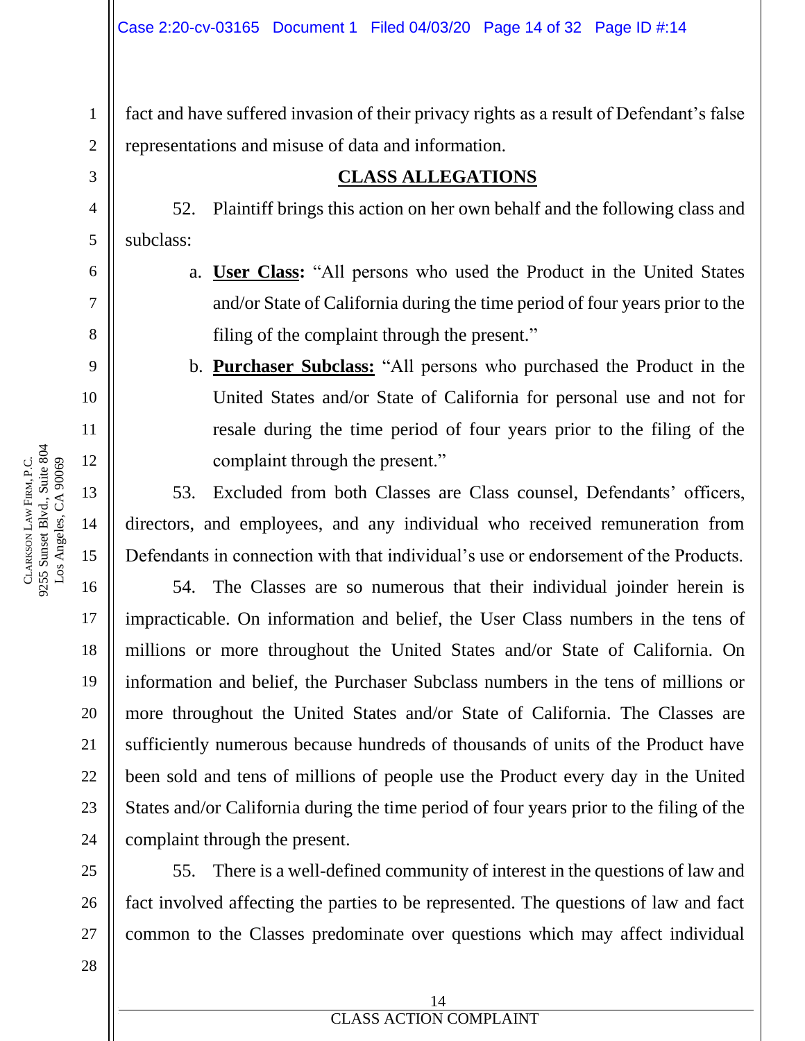fact and have suffered invasion of their privacy rights as a result of Defendant's false representations and misuse of data and information.

## CLASS ALLEGATIONS

52. Plaintiff brings this action on her own behalf and the following class and subclass:

a. **User Class:** "All persons who used the Product in the United States and/or State of California during the time period of four years prior to the filing of the complaint through the present."

b. **Purchaser Subclass:** "All persons who purchased the Product in the United States and/or State of California for personal use and not for resale during the time period of four years prior to the filing of the complaint through the present."

53. Excluded from both Classes are Class counsel, Defendants' officers, directors, and employees, and any individual who received remuneration from Defendants in connection with that individual's use or endorsement of the Products.

54. The Classes are so numerous that their individual joinder herein is impracticable. On information and belief, the User Class numbers in the tens of millions or more throughout the United States and/or State of California. On information and belief, the Purchaser Subclass numbers in the tens of millions or more throughout the United States and/or State of California. The Classes are sufficiently numerous because hundreds of thousands of units of the Product have been sold and tens of millions of people use the Product every day in the United States and/or California during the time period of four years prior to the filing of the complaint through the present.

55. There is a well-defined community of interest in the questions of law and fact involved affecting the parties to be represented. The questions of law and fact common to the Classes predominate over questions which may affect individual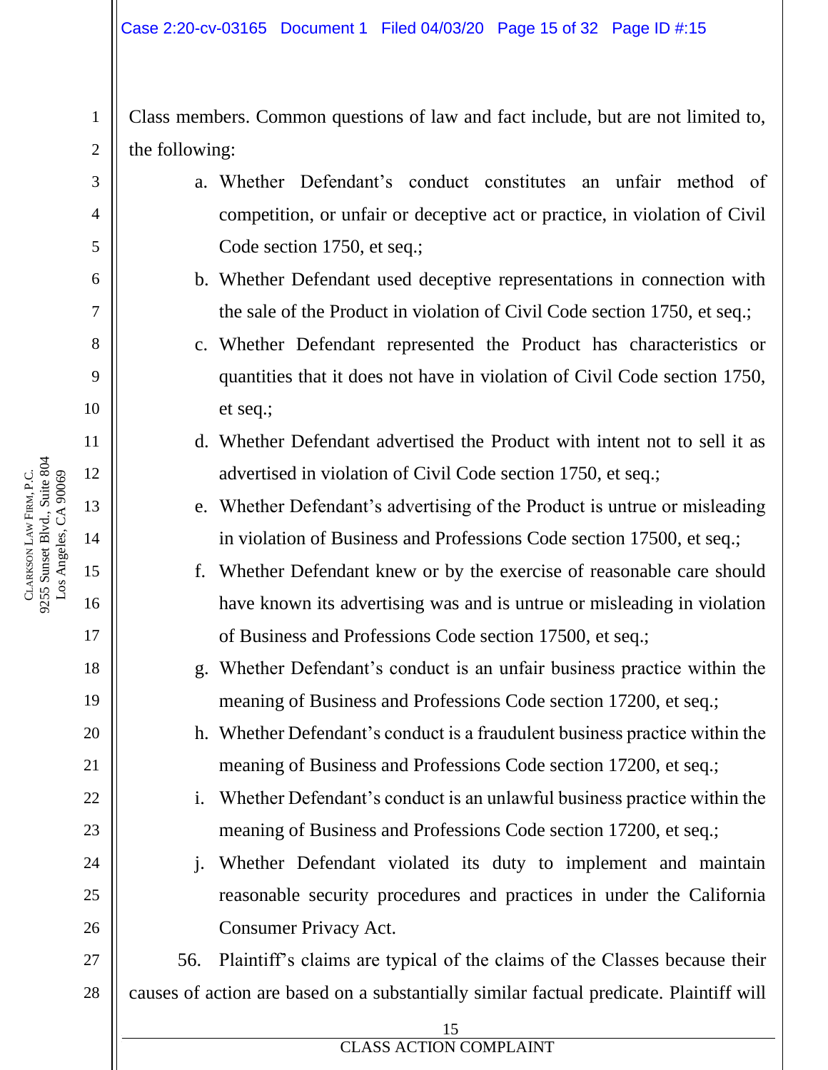Class members. Common questions of law and fact include, but are not limited to, the following:

a. Whether Defendant's conduct constitutes an unfair method of competition, or unfair or deceptive act or practice, in violation of Civil Code section 1750, et seq.;

b. Whether Defendant used deceptive representations in connection with the sale of the Product in violation of Civil Code section 1750, et seq.;

c. Whether Defendant represented the Product has characteristics or quantities that it does not have in violation of Civil Code section 1750, et seq.;

d. Whether Defendant advertised the Product with intent not to sell it as advertised in violation of Civil Code section 1750, et seq.;

e. Whether Defendant's advertising of the Product is untrue or misleading in violation of Business and Professions Code section 17500, et seq.;

f. Whether Defendant knew or by the exercise of reasonable care should have known its advertising was and is untrue or misleading in violation of Business and Professions Code section 17500, et seq.;

g. Whether Defendant's conduct is an unfair business practice within the meaning of Business and Professions Code section 17200, et seq.;

h. Whether Defendant's conduct is a fraudulent business practice within the meaning of Business and Professions Code section 17200, et seq.;

i. Whether Defendant's conduct is an unlawful business practice within the meaning of Business and Professions Code section 17200, et seq.;

j. Whether Defendant violated its duty to implement and maintain reasonable security procedures and practices in under the California Consumer Privacy Act.

56. Plaintiff's claims are typical of the claims of the Classes because their causes of action are based on a substantially similar factual predicate. Plaintiff will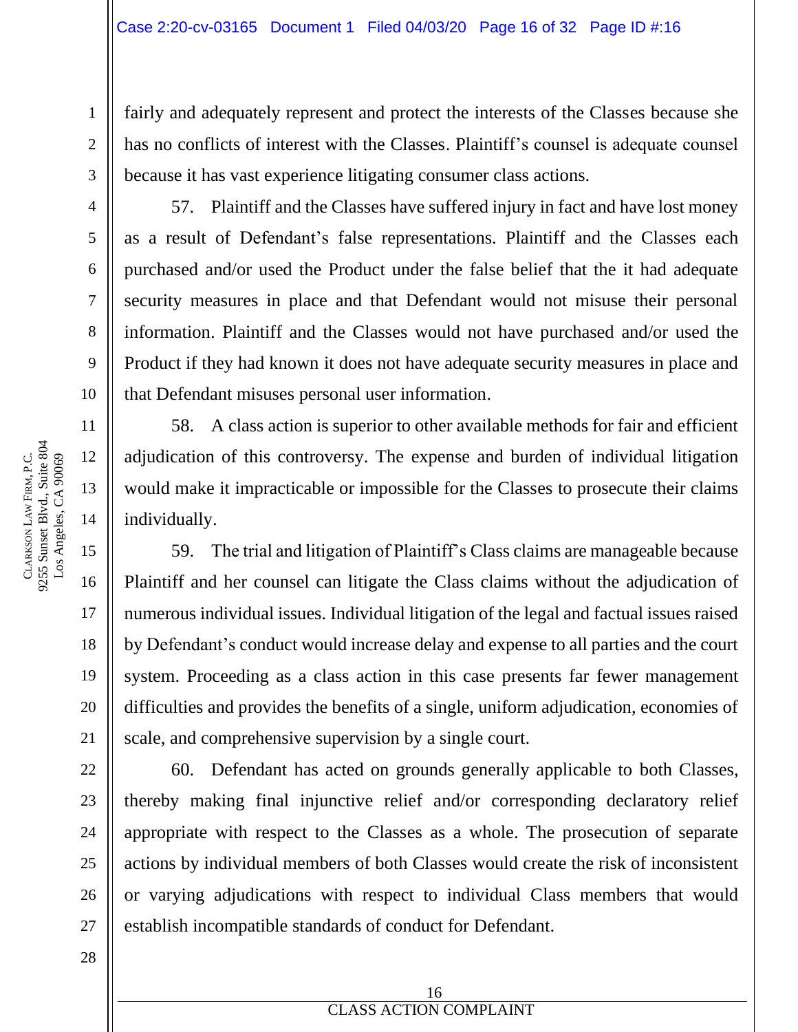fairly and adequately represent and protect the interests of the Classes because she has no conflicts of interest with the Classes. Plaintiff's counsel is adequate counsel because it has vast experience litigating consumer class actions.

57. Plaintiff and the Classes have suffered injury in fact and have lost money as a result of Defendant's false representations. Plaintiff and the Classes each purchased and/or used the Product under the false belief that the it had adequate security measures in place and that Defendant would not misuse their personal information. Plaintiff and the Classes would not have purchased and/or used the Product if they had known it does not have adequate security measures in place and that Defendant misuses personal user information.

58. A class action is superior to other available methods for fair and efficient adjudication of this controversy. The expense and burden of individual litigation would make it impracticable or impossible for the Classes to prosecute their claims individually.

59. The trial and litigation of Plaintiff's Class claims are manageable because Plaintiff and her counsel can litigate the Class claims without the adjudication of numerous individual issues. Individual litigation of the legal and factual issues raised by Defendant's conduct would increase delay and expense to all parties and the court system. Proceeding as a class action in this case presents far fewer management difficulties and provides the benefits of a single, uniform adjudication, economies of scale, and comprehensive supervision by a single court.

60. Defendant has acted on grounds generally applicable to both Classes, thereby making final injunctive relief and/or corresponding declaratory relief appropriate with respect to the Classes as a whole. The prosecution of separate actions by individual members of both Classes would create the risk of inconsistent or varying adjudications with respect to individual Class members that would establish incompatible standards of conduct for Defendant.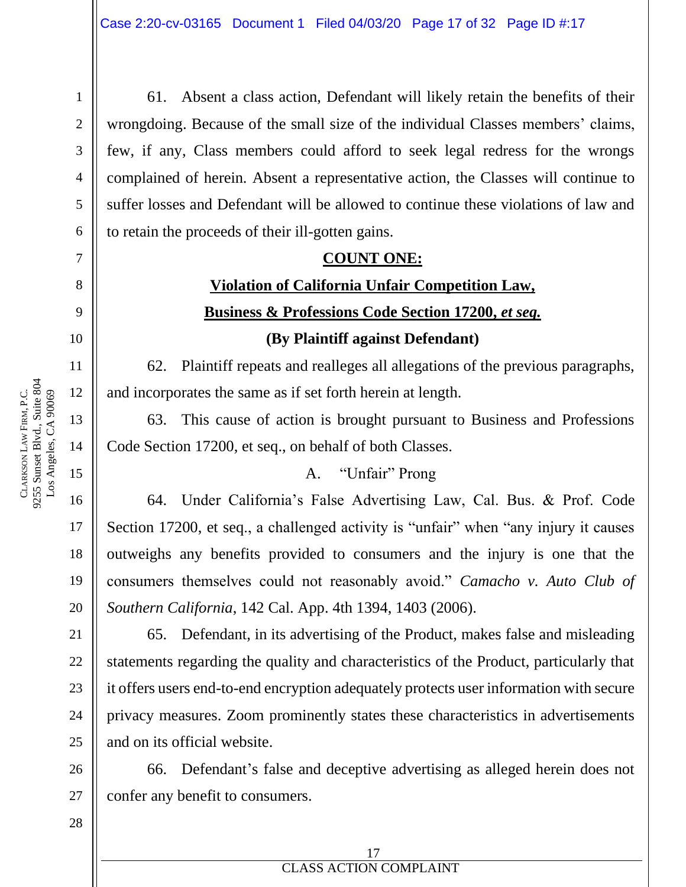61. Absent a class action, Defendant will likely retain the benefits of their wrongdoing. Because of the small size of the individual Classes members' claims, few, if any, Class members could afford to seek legal redress for the wrongs complained of herein. Absent a representative action, the Classes will continue to suffer losses and Defendant will be allowed to continue these violations of law and to retain the proceeds of their ill-gotten gains.

**COUNT ONE:**

**Violation of California Unfair Competition Law,**

**Business & Professions Code Section 17200, *et seq.***

**(By Plaintiff against Defendant)**

62. Plaintiff repeats and realleges all allegations of the previous paragraphs, and incorporates the same as if set forth herein at length.

63. This cause of action is brought pursuant to Business and Professions Code Section 17200, et seq., on behalf of both Classes.

A. "Unfair" Prong

64. Under California's False Advertising Law, Cal. Bus. & Prof. Code Section 17200, et seq., a challenged activity is "unfair" when "any injury it causes outweighs any benefits provided to consumers and the injury is one that the consumers themselves could not reasonably avoid." *Camacho v. Auto Club of Southern California*, 142 Cal. App. 4th 1394, 1403 (2006).

65. Defendant, in its advertising of the Product, makes false and misleading statements regarding the quality and characteristics of the Product, particularly that it offers users end-to-end encryption adequately protects user information with secure privacy measures. Zoom prominently states these characteristics in advertisements and on its official website.

66. Defendant's false and deceptive advertising as alleged herein does not confer any benefit to consumers.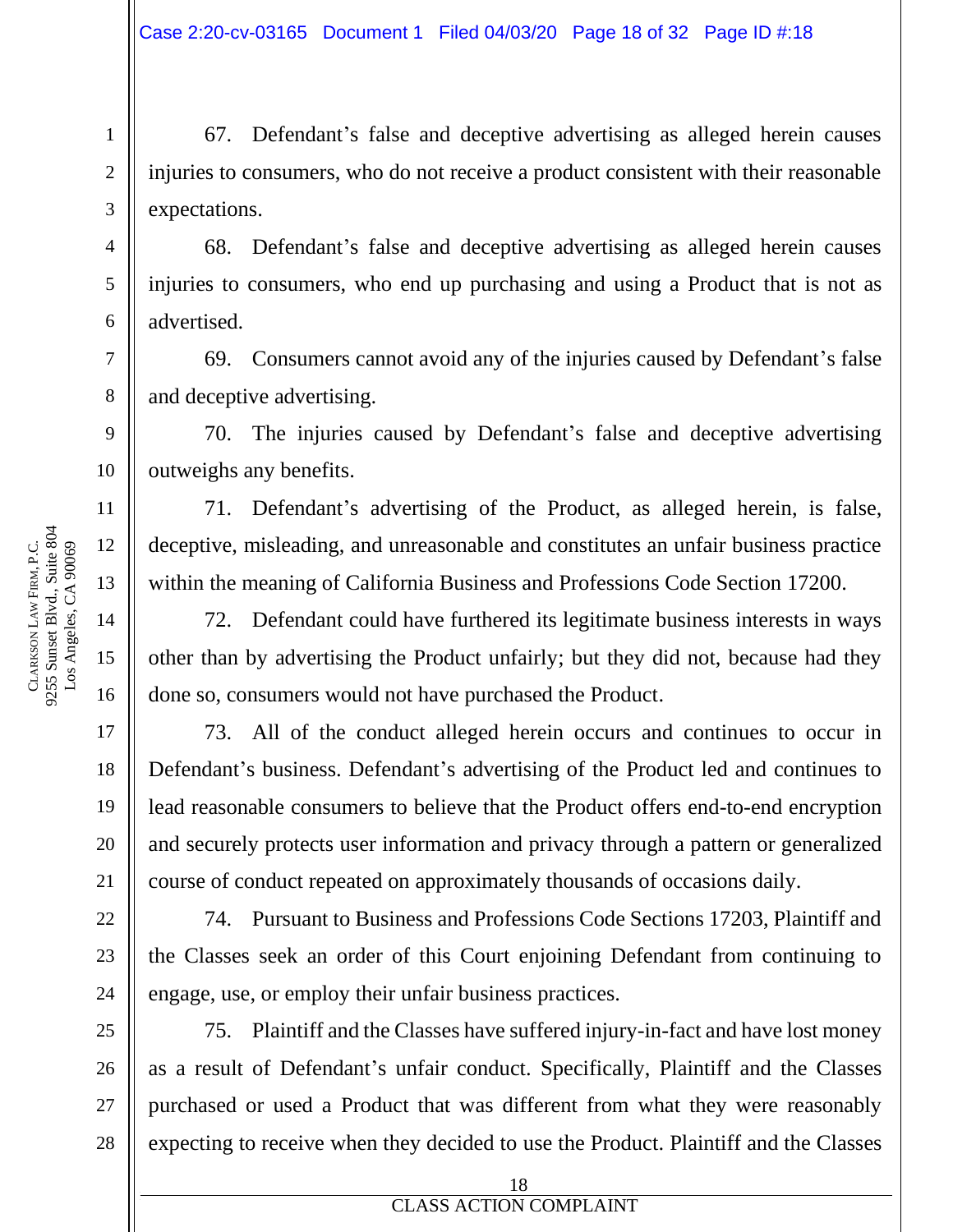67. Defendant's false and deceptive advertising as alleged herein causes injuries to consumers, who do not receive a product consistent with their reasonable expectations.

68. Defendant's false and deceptive advertising as alleged herein causes injuries to consumers, who end up purchasing and using a Product that is not as advertised.

69. Consumers cannot avoid any of the injuries caused by Defendant's false and deceptive advertising.

70. The injuries caused by Defendant's false and deceptive advertising outweighs any benefits.

71. Defendant's advertising of the Product, as alleged herein, is false, deceptive, misleading, and unreasonable and constitutes an unfair business practice within the meaning of California Business and Professions Code Section 17200.

72. Defendant could have furthered its legitimate business interests in ways other than by advertising the Product unfairly; but they did not, because had they done so, consumers would not have purchased the Product.

73. All of the conduct alleged herein occurs and continues to occur in Defendant's business. Defendant's advertising of the Product led and continues to lead reasonable consumers to believe that the Product offers end-to-end encryption and securely protects user information and privacy through a pattern or generalized course of conduct repeated on approximately thousands of occasions daily.

74. Pursuant to Business and Professions Code Sections 17203, Plaintiff and the Classes seek an order of this Court enjoining Defendant from continuing to engage, use, or employ their unfair business practices.

75. Plaintiff and the Classes have suffered injury-in-fact and have lost money as a result of Defendant's unfair conduct. Specifically, Plaintiff and the Classes purchased or used a Product that was different from what they were reasonably expecting to receive when they decided to use the Product. Plaintiff and the Classes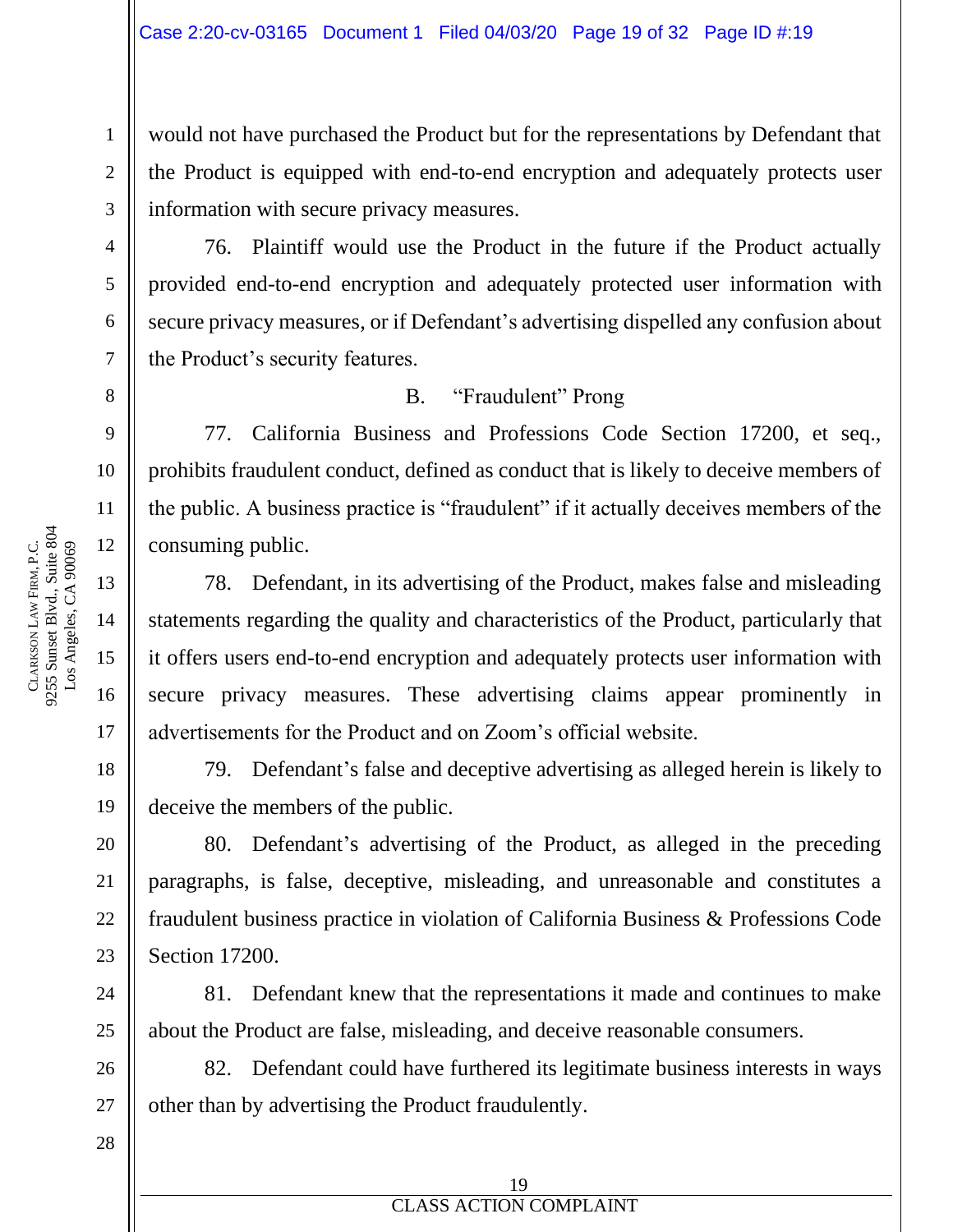would not have purchased the Product but for the representations by Defendant that the Product is equipped with end-to-end encryption and adequately protects user information with secure privacy measures.

76. Plaintiff would use the Product in the future if the Product actually provided end-to-end encryption and adequately protected user information with secure privacy measures, or if Defendant's advertising dispelled any confusion about the Product's security features.

### B. "Fraudulent" Prong

77. California Business and Professions Code Section 17200, et seq., prohibits fraudulent conduct, defined as conduct that is likely to deceive members of the public. A business practice is "fraudulent" if it actually deceives members of the consuming public.

78. Defendant, in its advertising of the Product, makes false and misleading statements regarding the quality and characteristics of the Product, particularly that it offers users end-to-end encryption and adequately protects user information with secure privacy measures. These advertising claims appear prominently in advertisements for the Product and on Zoom's official website.

79. Defendant's false and deceptive advertising as alleged herein is likely to deceive the members of the public.

80. Defendant's advertising of the Product, as alleged in the preceding paragraphs, is false, deceptive, misleading, and unreasonable and constitutes a fraudulent business practice in violation of California Business & Professions Code Section 17200.

81. Defendant knew that the representations it made and continues to make about the Product are false, misleading, and deceive reasonable consumers.

82. Defendant could have furthered its legitimate business interests in ways other than by advertising the Product fraudulently.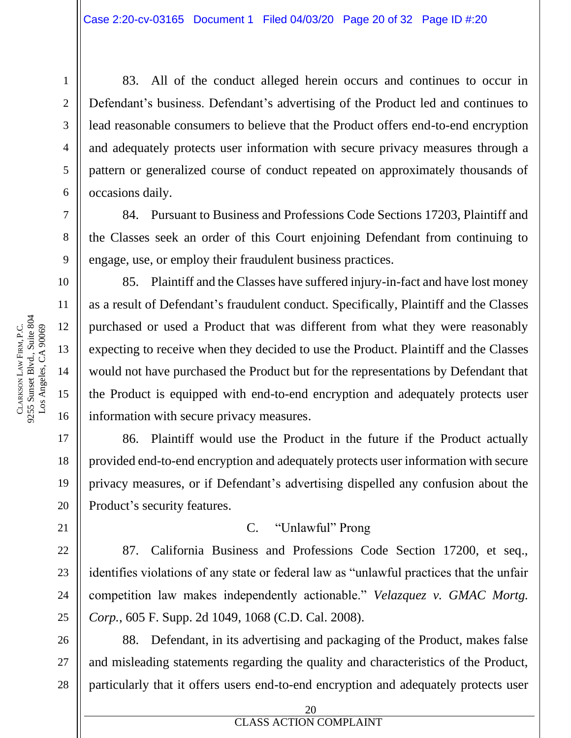83. All of the conduct alleged herein occurs and continues to occur in Defendant's business. Defendant's advertising of the Product led and continues to lead reasonable consumers to believe that the Product offers end-to-end encryption and adequately protects user information with secure privacy measures through a pattern or generalized course of conduct repeated on approximately thousands of occasions daily.

84. Pursuant to Business and Professions Code Sections 17203, Plaintiff and the Classes seek an order of this Court enjoining Defendant from continuing to engage, use, or employ their fraudulent business practices.

85. Plaintiff and the Classes have suffered injury-in-fact and have lost money as a result of Defendant's fraudulent conduct. Specifically, Plaintiff and the Classes purchased or used a Product that was different from what they were reasonably expecting to receive when they decided to use the Product. Plaintiff and the Classes would not have purchased the Product but for the representations by Defendant that the Product is equipped with end-to-end encryption and adequately protects user information with secure privacy measures.

86. Plaintiff would use the Product in the future if the Product actually provided end-to-end encryption and adequately protects user information with secure privacy measures, or if Defendant's advertising dispelled any confusion about the Product's security features.

C. "Unlawful" Prong

87. California Business and Professions Code Section 17200, et seq., identifies violations of any state or federal law as "unlawful practices that the unfair competition law makes independently actionable." *Velazquez v. GMAC Mortg. Corp.*, 605 F. Supp. 2d 1049, 1068 (C.D. Cal. 2008).

88. Defendant, in its advertising and packaging of the Product, makes false and misleading statements regarding the quality and characteristics of the Product, particularly that it offers users end-to-end encryption and adequately protects user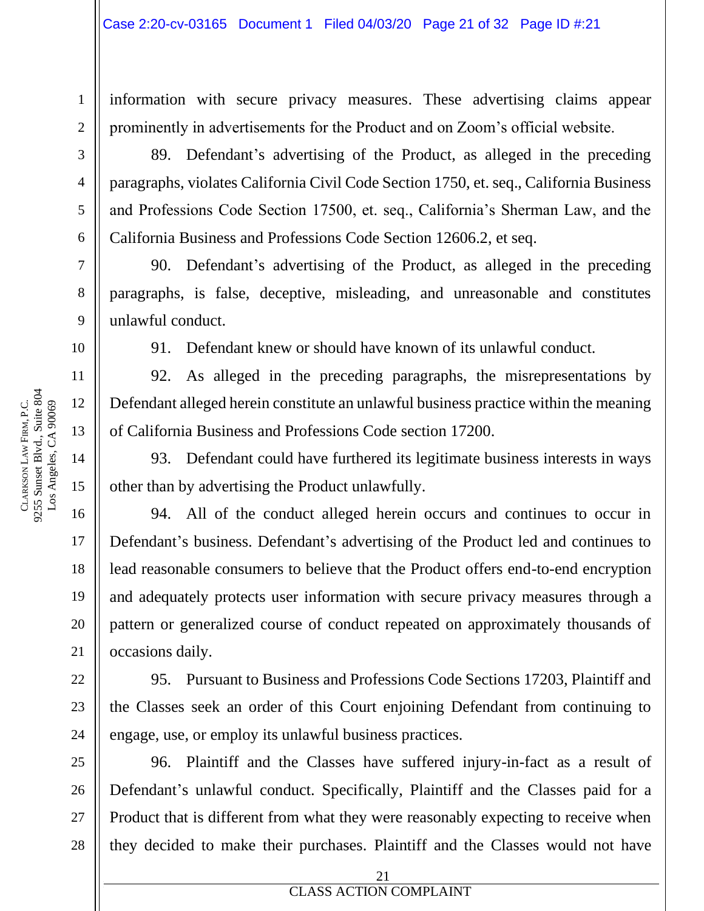information with secure privacy measures. These advertising claims appear prominently in advertisements for the Product and on Zoom's official website.

89. Defendant's advertising of the Product, as alleged in the preceding paragraphs, violates California Civil Code Section 1750, et. seq., California Business and Professions Code Section 17500, et. seq., California's Sherman Law, and the California Business and Professions Code Section 12606.2, et seq.

90. Defendant's advertising of the Product, as alleged in the preceding paragraphs, is false, deceptive, misleading, and unreasonable and constitutes unlawful conduct.

91. Defendant knew or should have known of its unlawful conduct.

92. As alleged in the preceding paragraphs, the misrepresentations by Defendant alleged herein constitute an unlawful business practice within the meaning of California Business and Professions Code section 17200.

93. Defendant could have furthered its legitimate business interests in ways other than by advertising the Product unlawfully.

94. All of the conduct alleged herein occurs and continues to occur in Defendant's business. Defendant's advertising of the Product led and continues to lead reasonable consumers to believe that the Product offers end-to-end encryption and adequately protects user information with secure privacy measures through a pattern or generalized course of conduct repeated on approximately thousands of occasions daily.

95. Pursuant to Business and Professions Code Sections 17203, Plaintiff and the Classes seek an order of this Court enjoining Defendant from continuing to engage, use, or employ its unlawful business practices.

96. Plaintiff and the Classes have suffered injury-in-fact as a result of Defendant's unlawful conduct. Specifically, Plaintiff and the Classes paid for a Product that is different from what they were reasonably expecting to receive when they decided to make their purchases. Plaintiff and the Classes would not have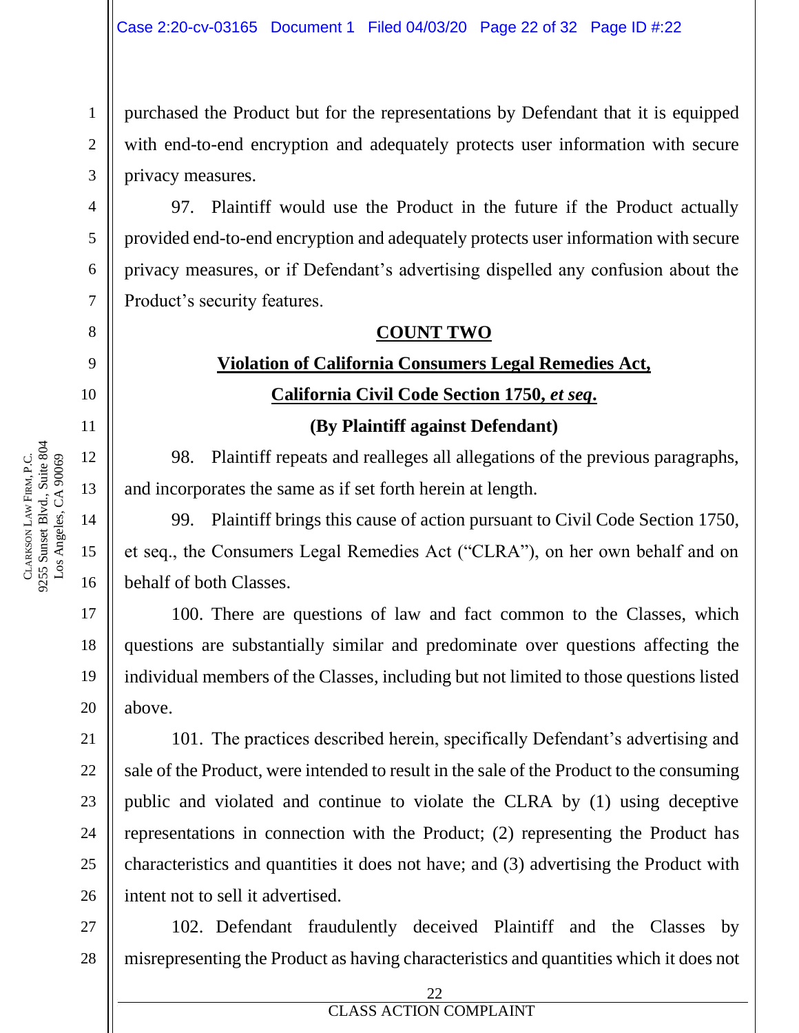purchased the Product but for the representations by Defendant that it is equipped with end-to-end encryption and adequately protects user information with secure privacy measures.

97. Plaintiff would use the Product in the future if the Product actually provided end-to-end encryption and adequately protects user information with secure privacy measures, or if Defendant's advertising dispelled any confusion about the Product's security features.

**COUNT TWO**

**Violation of California Consumers Legal Remedies Act,**

**California Civil Code Section 1750, *et seq*.**

**(By Plaintiff against Defendant)**

98. Plaintiff repeats and realleges all allegations of the previous paragraphs, and incorporates the same as if set forth herein at length.

99. Plaintiff brings this cause of action pursuant to Civil Code Section 1750, et seq., the Consumers Legal Remedies Act ("CLRA"), on her own behalf and on behalf of both Classes.

100. There are questions of law and fact common to the Classes, which questions are substantially similar and predominate over questions affecting the individual members of the Classes, including but not limited to those questions listed above.

101. The practices described herein, specifically Defendant's advertising and sale of the Product, were intended to result in the sale of the Product to the consuming public and violated and continue to violate the CLRA by (1) using deceptive representations in connection with the Product; (2) representing the Product has characteristics and quantities it does not have; and (3) advertising the Product with intent not to sell it advertised.

102. Defendant fraudulently deceived Plaintiff and the Classes by misrepresenting the Product as having characteristics and quantities which it does not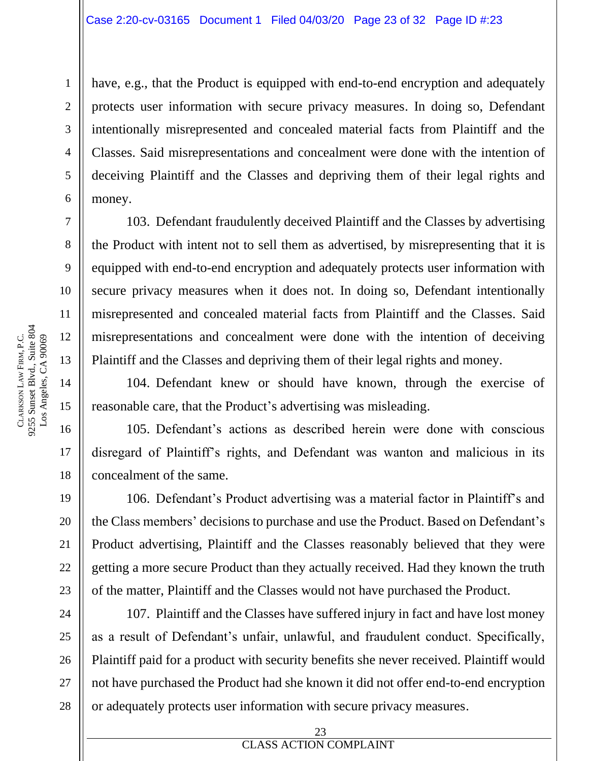have, e.g., that the Product is equipped with end-to-end encryption and adequately protects user information with secure privacy measures. In doing so, Defendant intentionally misrepresented and concealed material facts from Plaintiff and the Classes. Said misrepresentations and concealment were done with the intention of deceiving Plaintiff and the Classes and depriving them of their legal rights and money.

103. Defendant fraudulently deceived Plaintiff and the Classes by advertising the Product with intent not to sell them as advertised, by misrepresenting that it is equipped with end-to-end encryption and adequately protects user information with secure privacy measures when it does not. In doing so, Defendant intentionally misrepresented and concealed material facts from Plaintiff and the Classes. Said misrepresentations and concealment were done with the intention of deceiving Plaintiff and the Classes and depriving them of their legal rights and money.

104. Defendant knew or should have known, through the exercise of reasonable care, that the Product's advertising was misleading.

105. Defendant's actions as described herein were done with conscious disregard of Plaintiff's rights, and Defendant was wanton and malicious in its concealment of the same.

106. Defendant's Product advertising was a material factor in Plaintiff's and the Class members' decisions to purchase and use the Product. Based on Defendant's Product advertising, Plaintiff and the Classes reasonably believed that they were getting a more secure Product than they actually received. Had they known the truth of the matter, Plaintiff and the Classes would not have purchased the Product.

107. Plaintiff and the Classes have suffered injury in fact and have lost money as a result of Defendant's unfair, unlawful, and fraudulent conduct. Specifically, Plaintiff paid for a product with security benefits she never received. Plaintiff would not have purchased the Product had she known it did not offer end-to-end encryption or adequately protects user information with secure privacy measures.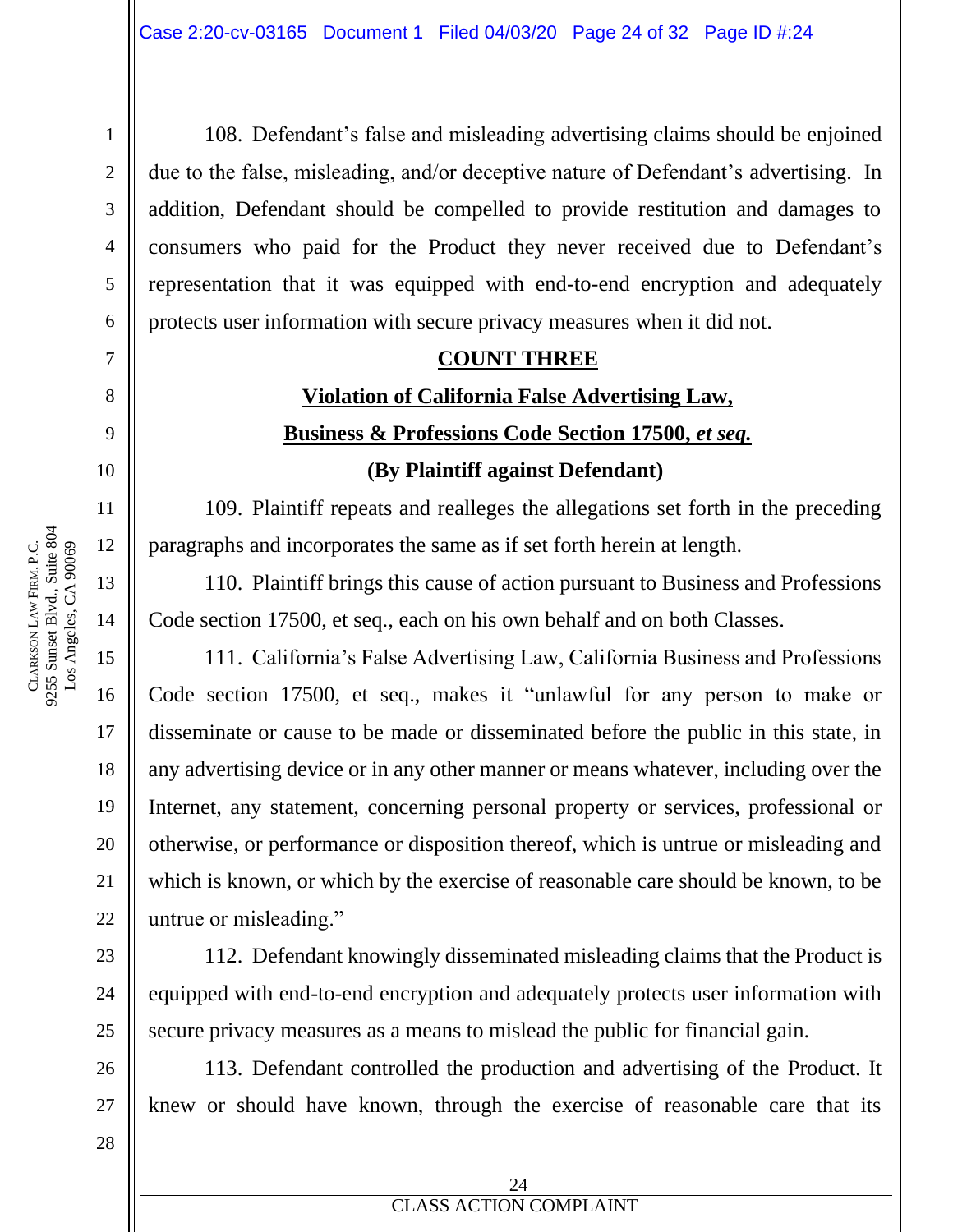108. Defendant's false and misleading advertising claims should be enjoined due to the false, misleading, and/or deceptive nature of Defendant's advertising. In addition, Defendant should be compelled to provide restitution and damages to consumers who paid for the Product they never received due to Defendant's representation that it was equipped with end-to-end encryption and adequately protects user information with secure privacy measures when it did not.

**COUNT THREE**

**Violation of California False Advertising Law,**

**Business & Professions Code Section 17500, *et seq.***

**(By Plaintiff against Defendant)**

109. Plaintiff repeats and realleges the allegations set forth in the preceding paragraphs and incorporates the same as if set forth herein at length.

110. Plaintiff brings this cause of action pursuant to Business and Professions Code section 17500, et seq., each on his own behalf and on both Classes.

111. California's False Advertising Law, California Business and Professions Code section 17500, et seq., makes it "unlawful for any person to make or disseminate or cause to be made or disseminated before the public in this state, in any advertising device or in any other manner or means whatever, including over the Internet, any statement, concerning personal property or services, professional or otherwise, or performance or disposition thereof, which is untrue or misleading and which is known, or which by the exercise of reasonable care should be known, to be untrue or misleading."

112. Defendant knowingly disseminated misleading claims that the Product is equipped with end-to-end encryption and adequately protects user information with secure privacy measures as a means to mislead the public for financial gain.

113. Defendant controlled the production and advertising of the Product. It knew or should have known, through the exercise of reasonable care that its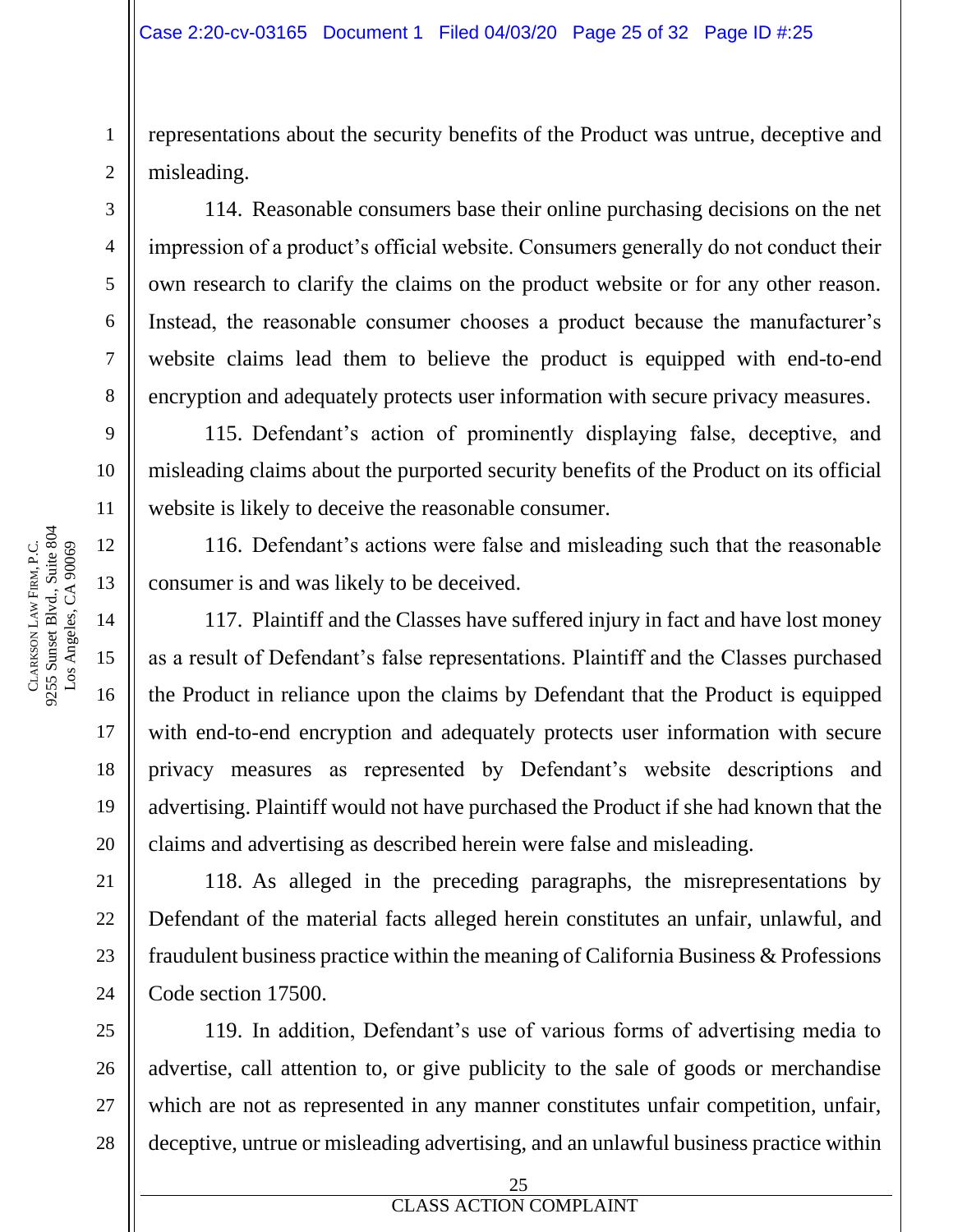representations about the security benefits of the Product was untrue, deceptive and misleading.

114. Reasonable consumers base their online purchasing decisions on the net impression of a product's official website. Consumers generally do not conduct their own research to clarify the claims on the product website or for any other reason. Instead, the reasonable consumer chooses a product because the manufacturer's website claims lead them to believe the product is equipped with end-to-end encryption and adequately protects user information with secure privacy measures.

115. Defendant's action of prominently displaying false, deceptive, and misleading claims about the purported security benefits of the Product on its official website is likely to deceive the reasonable consumer.

116. Defendant's actions were false and misleading such that the reasonable consumer is and was likely to be deceived.

117. Plaintiff and the Classes have suffered injury in fact and have lost money as a result of Defendant's false representations. Plaintiff and the Classes purchased the Product in reliance upon the claims by Defendant that the Product is equipped with end-to-end encryption and adequately protects user information with secure privacy measures as represented by Defendant's website descriptions and advertising. Plaintiff would not have purchased the Product if she had known that the claims and advertising as described herein were false and misleading.

118. As alleged in the preceding paragraphs, the misrepresentations by Defendant of the material facts alleged herein constitutes an unfair, unlawful, and fraudulent business practice within the meaning of California Business & Professions Code section 17500.

119. In addition, Defendant's use of various forms of advertising media to advertise, call attention to, or give publicity to the sale of goods or merchandise which are not as represented in any manner constitutes unfair competition, unfair, deceptive, untrue or misleading advertising, and an unlawful business practice within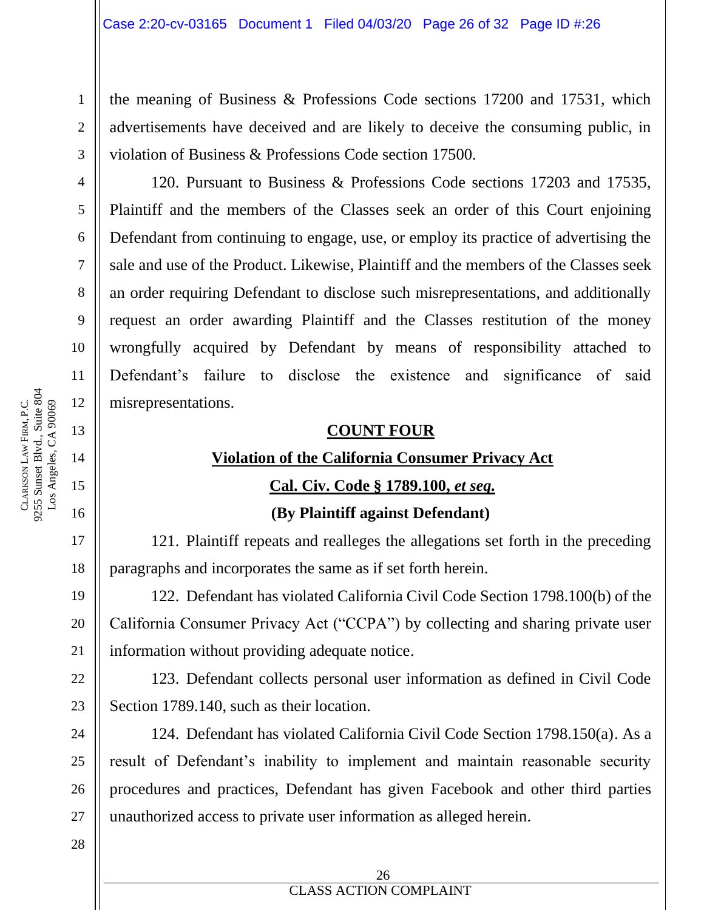the meaning of Business & Professions Code sections 17200 and 17531, which advertisements have deceived and are likely to deceive the consuming public, in violation of Business & Professions Code section 17500.

120. Pursuant to Business & Professions Code sections 17203 and 17535, Plaintiff and the members of the Classes seek an order of this Court enjoining Defendant from continuing to engage, use, or employ its practice of advertising the sale and use of the Product. Likewise, Plaintiff and the members of the Classes seek an order requiring Defendant to disclose such misrepresentations, and additionally request an order awarding Plaintiff and the Classes restitution of the money wrongfully acquired by Defendant by means of responsibility attached to Defendant's failure to disclose the existence and significance of said misrepresentations.

**COUNT FOUR**

**Violation of the California Consumer Privacy Act**

**Cal. Civ. Code § 1789.100, *et seq.***

**(By Plaintiff against Defendant)**

121. Plaintiff repeats and realleges the allegations set forth in the preceding paragraphs and incorporates the same as if set forth herein.

122. Defendant has violated California Civil Code Section 1798.100(b) of the California Consumer Privacy Act ("CCPA") by collecting and sharing private user information without providing adequate notice.

123. Defendant collects personal user information as defined in Civil Code Section 1789.140, such as their location.

124. Defendant has violated California Civil Code Section 1798.150(a). As a result of Defendant's inability to implement and maintain reasonable security procedures and practices, Defendant has given Facebook and other third parties unauthorized access to private user information as alleged herein.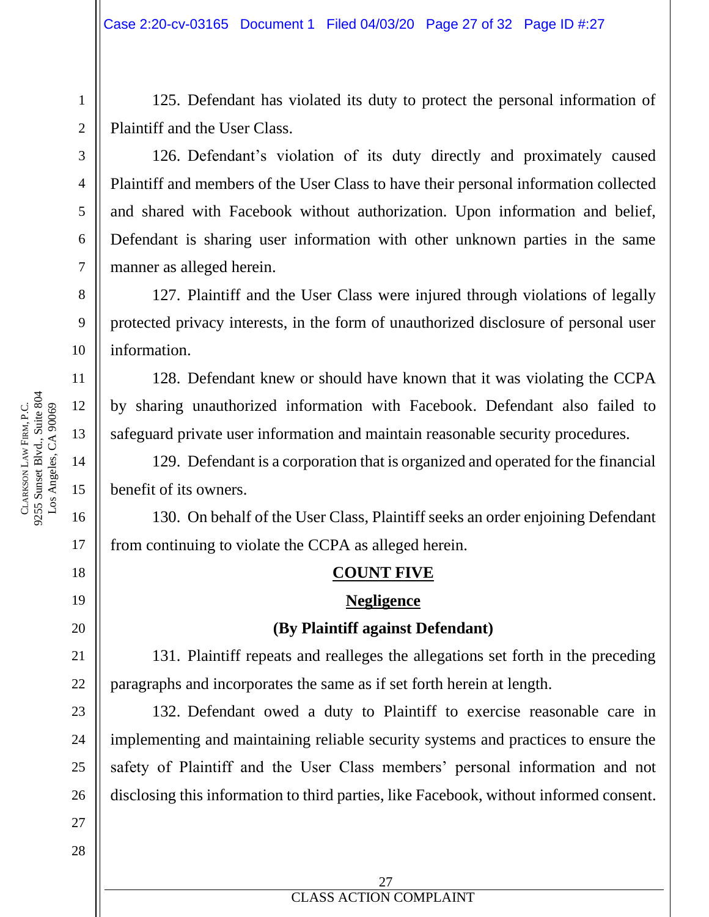125. Defendant has violated its duty to protect the personal information of Plaintiff and the User Class.

126. Defendant's violation of its duty directly and proximately caused Plaintiff and members of the User Class to have their personal information collected and shared with Facebook without authorization. Upon information and belief, Defendant is sharing user information with other unknown parties in the same manner as alleged herein.

127. Plaintiff and the User Class were injured through violations of legally protected privacy interests, in the form of unauthorized disclosure of personal user information.

128. Defendant knew or should have known that it was violating the CCPA by sharing unauthorized information with Facebook. Defendant also failed to safeguard private user information and maintain reasonable security procedures.

129. Defendant is a corporation that is organized and operated for the financial benefit of its owners.

130. On behalf of the User Class, Plaintiff seeks an order enjoining Defendant from continuing to violate the CCPA as alleged herein.

## COUNT FIVE

## Negligence

**(By Plaintiff against Defendant)**

131. Plaintiff repeats and realleges the allegations set forth in the preceding paragraphs and incorporates the same as if set forth herein at length.

132. Defendant owed a duty to Plaintiff to exercise reasonable care in implementing and maintaining reliable security systems and practices to ensure the safety of Plaintiff and the User Class members' personal information and not disclosing this information to third parties, like Facebook, without informed consent.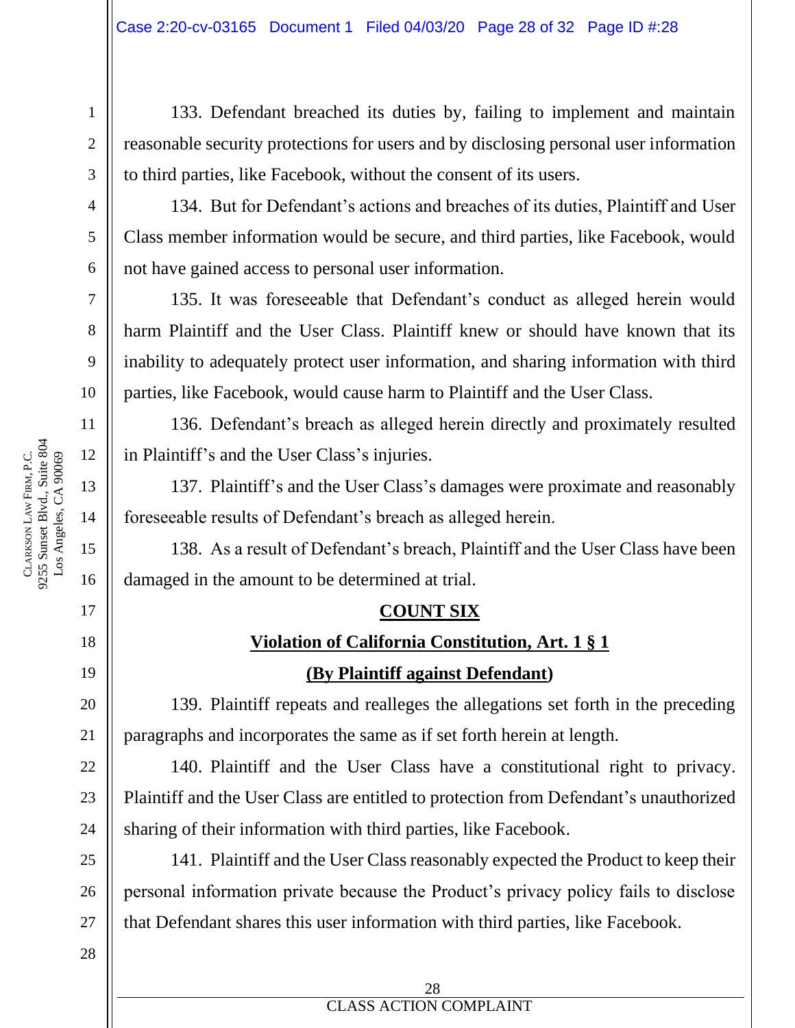133. Defendant breached its duties by, failing to implement and maintain reasonable security protections for users and by disclosing personal user information to third parties, like Facebook, without the consent of its users.

134. But for Defendant's actions and breaches of its duties, Plaintiff and User Class member information would be secure, and third parties, like Facebook, would not have gained access to personal user information.

135. It was foreseeable that Defendant's conduct as alleged herein would harm Plaintiff and the User Class. Plaintiff knew or should have known that its inability to adequately protect user information, and sharing information with third parties, like Facebook, would cause harm to Plaintiff and the User Class.

136. Defendant's breach as alleged herein directly and proximately resulted in Plaintiff's and the User Class's injuries.

137. Plaintiff's and the User Class's damages were proximate and reasonably foreseeable results of Defendant's breach as alleged herein.

138. As a result of Defendant's breach, Plaintiff and the User Class have been damaged in the amount to be determined at trial.

**COUNT SIX**

**Violation of California Constitution, Art. 1 § 1**

**(By Plaintiff against Defendant)**

139. Plaintiff repeats and realleges the allegations set forth in the preceding paragraphs and incorporates the same as if set forth herein at length.

140. Plaintiff and the User Class have a constitutional right to privacy. Plaintiff and the User Class are entitled to protection from Defendant's unauthorized sharing of their information with third parties, like Facebook.

141. Plaintiff and the User Class reasonably expected the Product to keep their personal information private because the Product's privacy policy fails to disclose that Defendant shares this user information with third parties, like Facebook.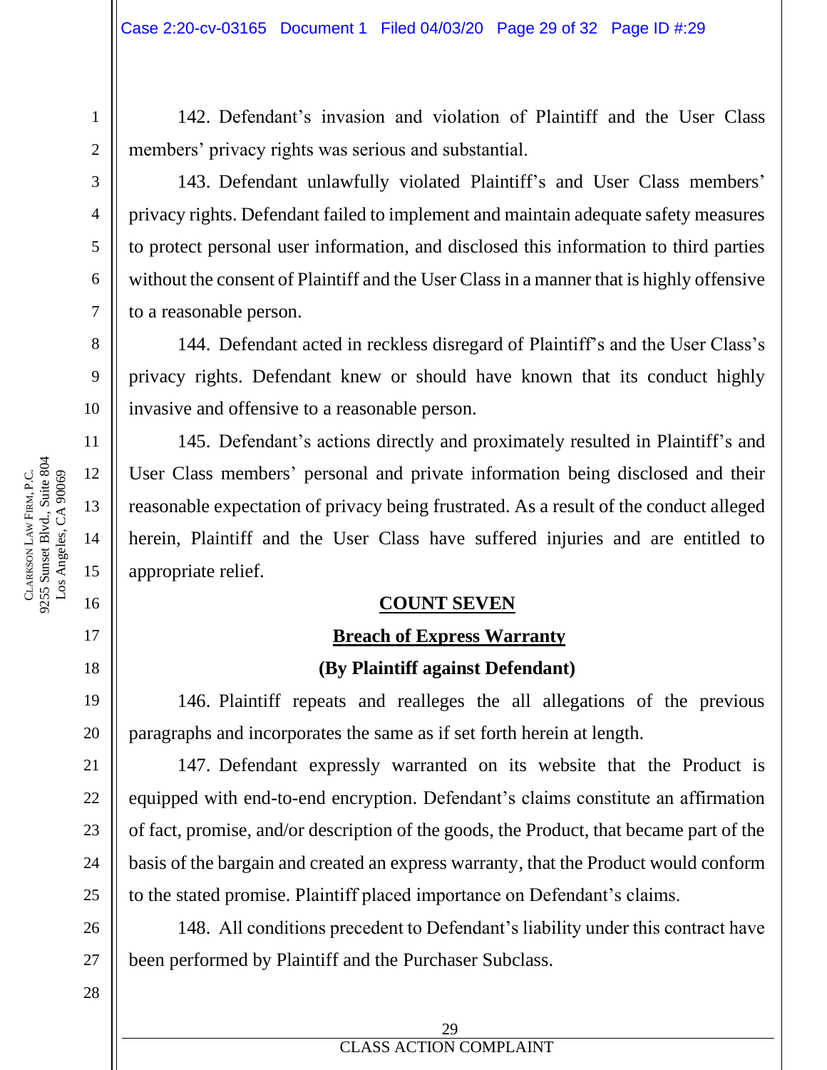142. Defendant's invasion and violation of Plaintiff and the User Class members' privacy rights was serious and substantial.

143. Defendant unlawfully violated Plaintiff's and User Class members' privacy rights. Defendant failed to implement and maintain adequate safety measures to protect personal user information, and disclosed this information to third parties without the consent of Plaintiff and the User Class in a manner that is highly offensive to a reasonable person.

144. Defendant acted in reckless disregard of Plaintiff's and the User Class's privacy rights. Defendant knew or should have known that its conduct highly invasive and offensive to a reasonable person.

145. Defendant's actions directly and proximately resulted in Plaintiff's and User Class members' personal and private information being disclosed and their reasonable expectation of privacy being frustrated. As a result of the conduct alleged herein, Plaintiff and the User Class have suffered injuries and are entitled to appropriate relief.

## COUNT SEVEN

## Breach of Express Warranty

**(By Plaintiff against Defendant)**

146. Plaintiff repeats and realleges the all allegations of the previous paragraphs and incorporates the same as if set forth herein at length.

147. Defendant expressly warranted on its website that the Product is equipped with end-to-end encryption. Defendant's claims constitute an affirmation of fact, promise, and/or description of the goods, the Product, that became part of the basis of the bargain and created an express warranty, that the Product would conform to the stated promise. Plaintiff placed importance on Defendant's claims.

148. All conditions precedent to Defendant's liability under this contract have been performed by Plaintiff and the Purchaser Subclass.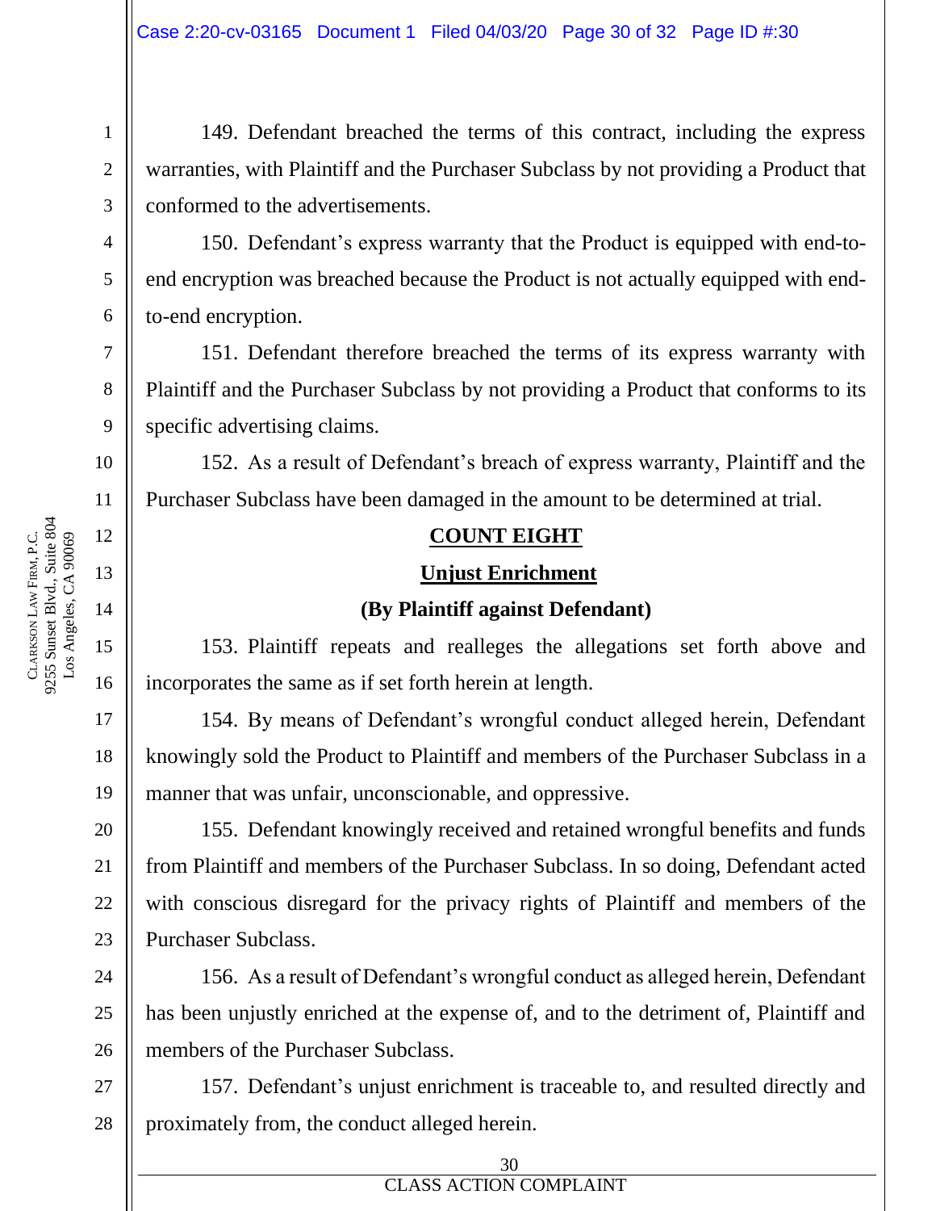149. Defendant breached the terms of this contract, including the express warranties, with Plaintiff and the Purchaser Subclass by not providing a Product that conformed to the advertisements.

150. Defendant's express warranty that the Product is equipped with end-to-end encryption was breached because the Product is not actually equipped with end-to-end encryption.

151. Defendant therefore breached the terms of its express warranty with Plaintiff and the Purchaser Subclass by not providing a Product that conforms to its specific advertising claims.

152. As a result of Defendant's breach of express warranty, Plaintiff and the Purchaser Subclass have been damaged in the amount to be determined at trial.

**COUNT EIGHT**

**Unjust Enrichment**

**(By Plaintiff against Defendant)**

153. Plaintiff repeats and realleges the allegations set forth above and incorporates the same as if set forth herein at length.

154. By means of Defendant's wrongful conduct alleged herein, Defendant knowingly sold the Product to Plaintiff and members of the Purchaser Subclass in a manner that was unfair, unconscionable, and oppressive.

155. Defendant knowingly received and retained wrongful benefits and funds from Plaintiff and members of the Purchaser Subclass. In so doing, Defendant acted with conscious disregard for the privacy rights of Plaintiff and members of the Purchaser Subclass.

156. As a result of Defendant's wrongful conduct as alleged herein, Defendant has been unjustly enriched at the expense of, and to the detriment of, Plaintiff and members of the Purchaser Subclass.

157. Defendant's unjust enrichment is traceable to, and resulted directly and proximately from, the conduct alleged herein.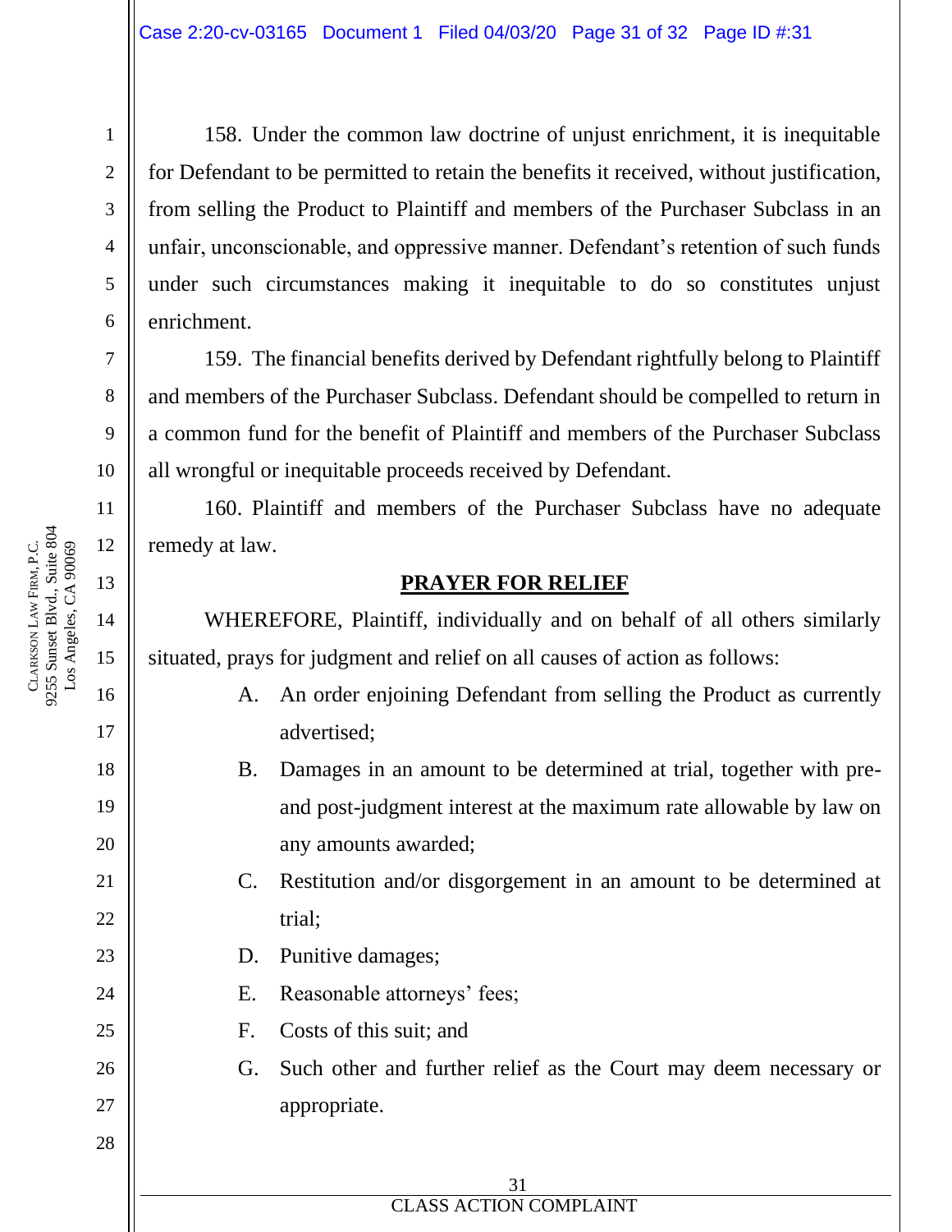158. Under the common law doctrine of unjust enrichment, it is inequitable for Defendant to be permitted to retain the benefits it received, without justification, from selling the Product to Plaintiff and members of the Purchaser Subclass in an unfair, unconscionable, and oppressive manner. Defendant's retention of such funds under such circumstances making it inequitable to do so constitutes unjust enrichment.

159. The financial benefits derived by Defendant rightfully belong to Plaintiff and members of the Purchaser Subclass. Defendant should be compelled to return in a common fund for the benefit of Plaintiff and members of the Purchaser Subclass all wrongful or inequitable proceeds received by Defendant.

160. Plaintiff and members of the Purchaser Subclass have no adequate remedy at law.

## PRAYER FOR RELIEF

WHEREFORE, Plaintiff, individually and on behalf of all others similarly situated, prays for judgment and relief on all causes of action as follows:

A. An order enjoining Defendant from selling the Product as currently advertised;

B. Damages in an amount to be determined at trial, together with pre- and post-judgment interest at the maximum rate allowable by law on any amounts awarded;

C. Restitution and/or disgorgement in an amount to be determined at trial;

D. Punitive damages;

E. Reasonable attorneys' fees;

F. Costs of this suit; and

G. Such other and further relief as the Court may deem necessary or appropriate.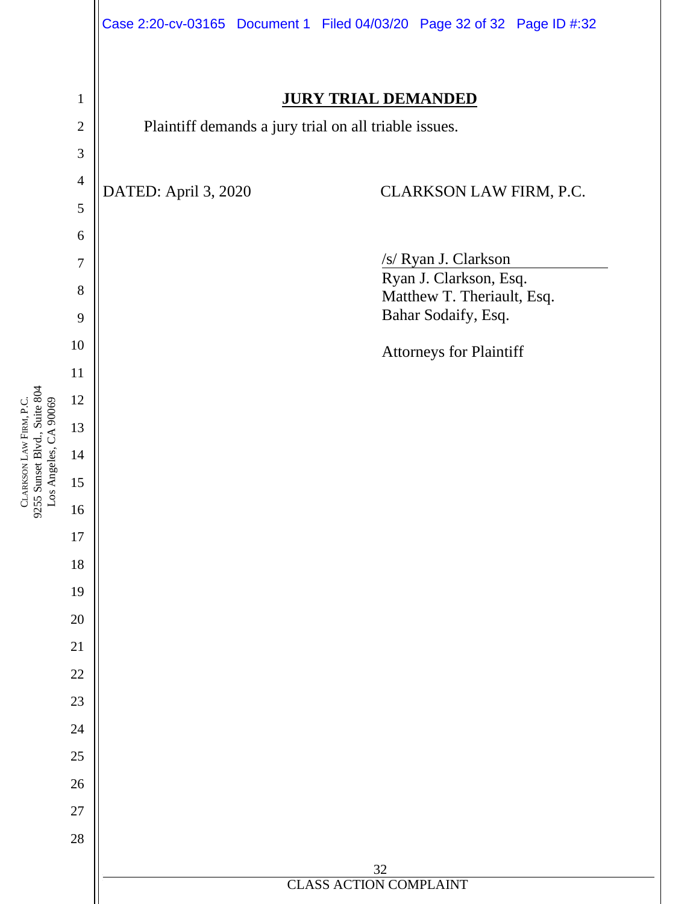## JURY TRIAL DEMANDED

Plaintiff demands a jury trial on all triable issues.

DATED: April 3, 2020

CLARKSON LAW FIRM, P.C.

/s/ Ryan J. Clarkson
Ryan J. Clarkson, Esq.
Matthew T. Theriault, Esq.
Bahar Sodaify, Esq.

Attorneys for Plaintiff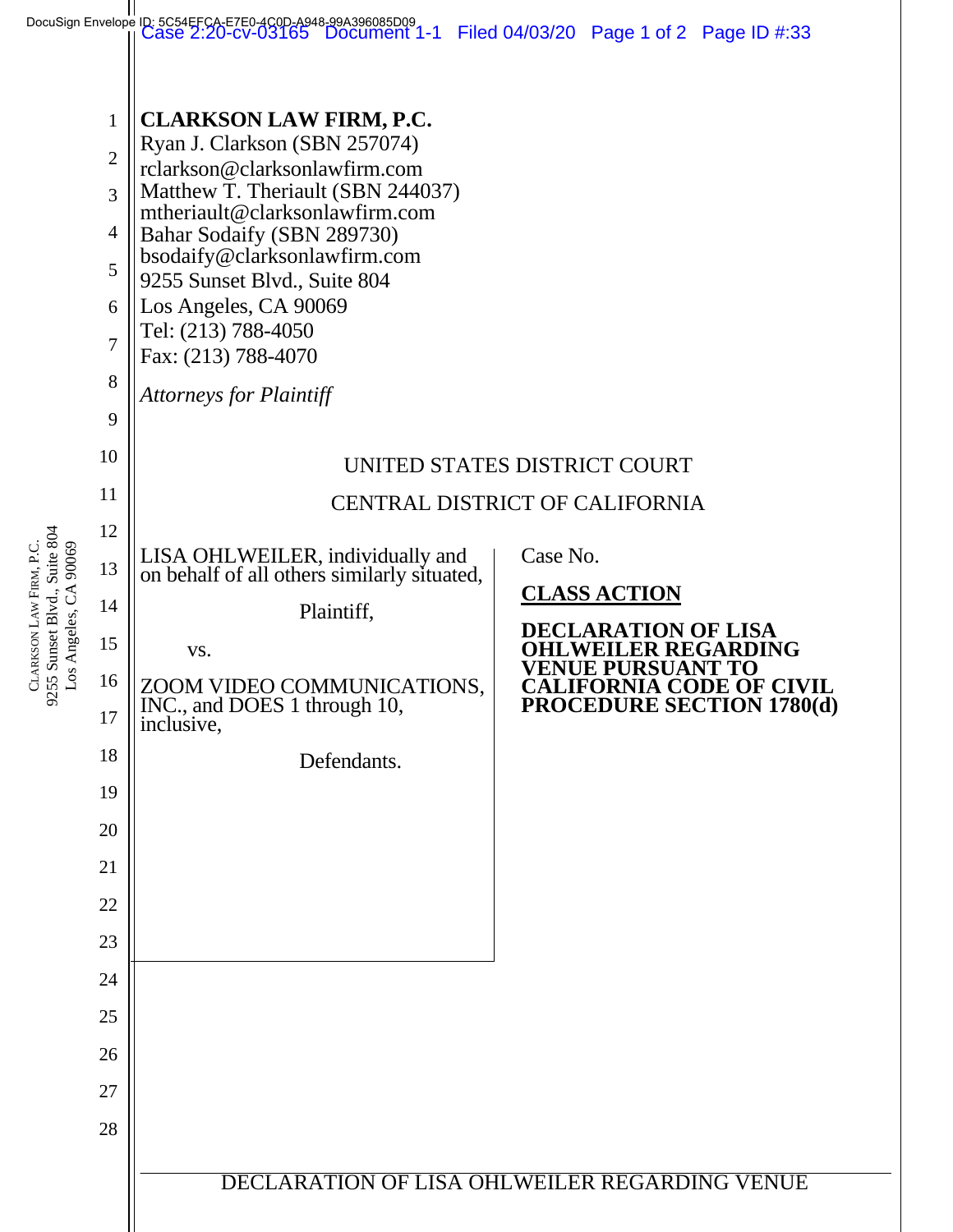**CLARKSON LAW FIRM, P.C.**
Ryan J. Clarkson (SBN 257074)
rclarkson@clarksonlawfirm.com
Matthew T. Theriault (SBN 244037)
mtheriault@clarksonlawfirm.com
Bahar Sodaify (SBN 289730)
bsodaify@clarksonlawfirm.com
9255 Sunset Blvd., Suite 804
Los Angeles, CA 90069
Tel: (213) 788-4050
Fax: (213) 788-4070

*Attorneys for Plaintiff*

UNITED STATES DISTRICT COURT

CENTRAL DISTRICT OF CALIFORNIA

LISA OHLWEILER, individually and on behalf of all others similarly situated,

Plaintiff,

vs.

ZOOM VIDEO COMMUNICATIONS, INC., and DOES 1 through 10, inclusive,

Defendants.

Case No.

**CLASS ACTION**

**DECLARATION OF LISA OHLWEILER REGARDING VENUE PURSUANT TO CALIFORNIA CODE OF CIVIL PROCEDURE SECTION 1780(d)**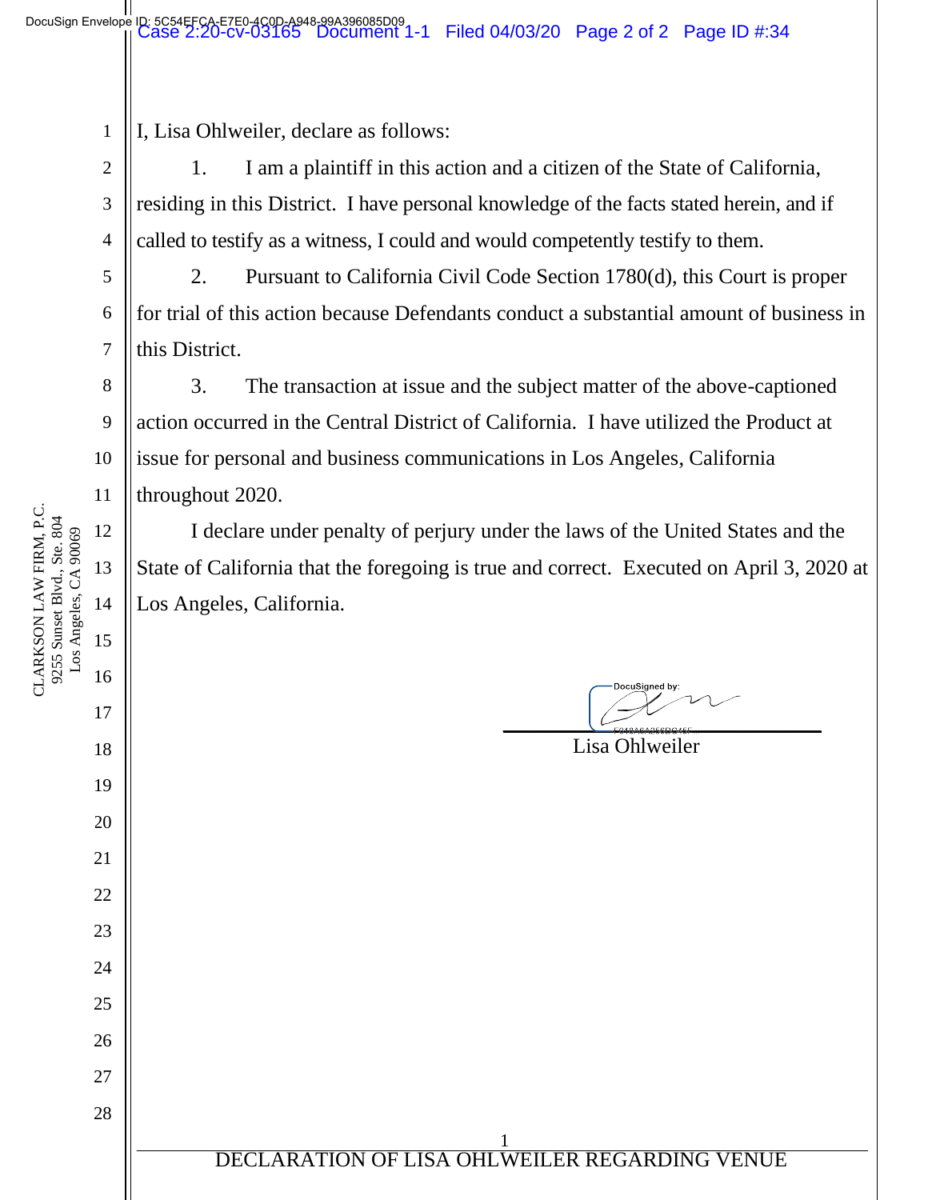I, Lisa Ohlweiler, declare as follows:

1. I am a plaintiff in this action and a citizen of the State of California, residing in this District. I have personal knowledge of the facts stated herein, and if called to testify as a witness, I could and would competently testify to them.

2. Pursuant to California Civil Code Section 1780(d), this Court is proper for trial of this action because Defendants conduct a substantial amount of business in this District.

3. The transaction at issue and the subject matter of the above-captioned action occurred in the Central District of California. I have utilized the Product at issue for personal and business communications in Los Angeles, California throughout 2020.

I declare under penalty of perjury under the laws of the United States and the State of California that the foregoing is true and correct. Executed on April 3, 2020 at Los Angeles, California.

DocuSigned by:

Lisa Ohlweiler

DECLARATION OF LISA OHLWEILER REGARDING VENUE